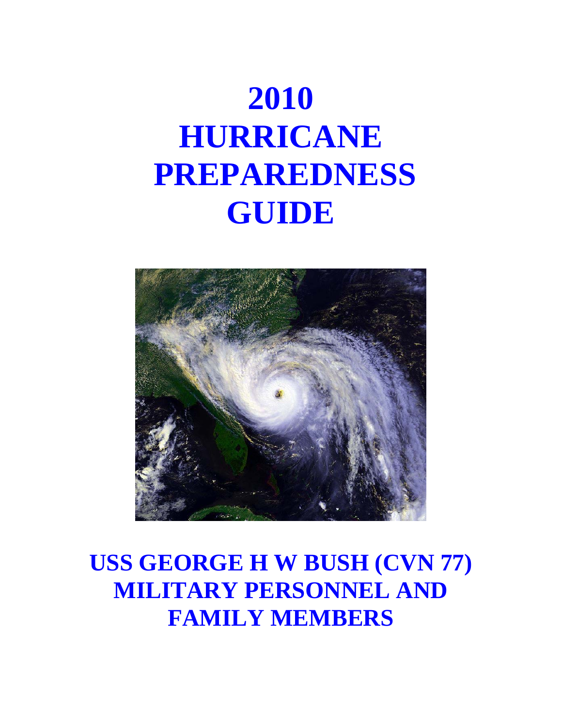# 2010 HURRICANE PREPAREDNESS GUIDE

## USS GEORGE H W BUSH (CVN 77) MILITARY PERSONNEL AND FAMILY MEMBERS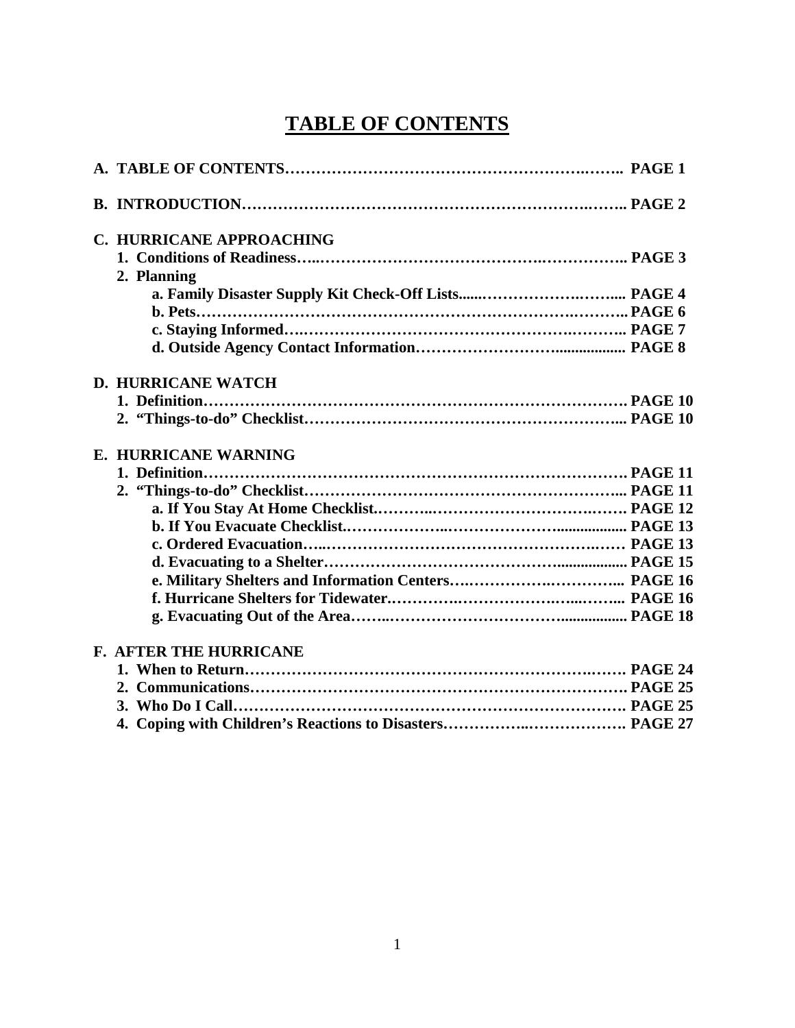# TABLE OF CONTENTS

**A. TABLE OF CONTENTS…………………………………………………….…….. PAGE 1**

**B. INTRODUCTION………………………………………………………….…….. PAGE 2**

**C. HURRICANE APPROACHING**

**1. Conditions of Readiness…..…………………………………….……………. PAGE 3**

**2. Planning**

**a. Family Disaster Supply Kit Check-Off Lists......……………….…..... PAGE 4**

**b. Pets…………………………………………………………………….……….. PAGE 6**

**c. Staying Informed….………………………………………………….……….. PAGE 7**

**d. Outside Agency Contact Information……………………................. PAGE 8**

**D. HURRICANE WATCH**

**1. Definition…………………………………………………………………. PAGE 10**

**2. "Things-to-do" Checklist…………………………………………………... PAGE 10**

**E. HURRICANE WARNING**

**1. Definition…………………………………………………………………. PAGE 11**

**2. "Things-to-do" Checklist…………………………………………………... PAGE 11**

**a. If You Stay At Home Checklist.………..…………………………….……. PAGE 12**

**b. If You Evacuate Checklist.………………..………………….................. PAGE 13**

**c. Ordered Evacuation…..………………………………………….…… PAGE 13**

**d. Evacuating to a Shelter……………………………………................. PAGE 15**

**e. Military Shelters and Information Centers….…………….………... PAGE 16**

**f. Hurricane Shelters for Tidewater.………….…………………..……... PAGE 16**

**g. Evacuating Out of the Area……..……………………………................ PAGE 18**

**F. AFTER THE HURRICANE**

**1. When to Return……………………………………………………….……. PAGE 24**

**2. Communications……………………………………………………………. PAGE 25**

**3. Who Do I Call……………………………………………………………. PAGE 25**

**4. Coping with Children's Reactions to Disasters……………..………………. PAGE 27**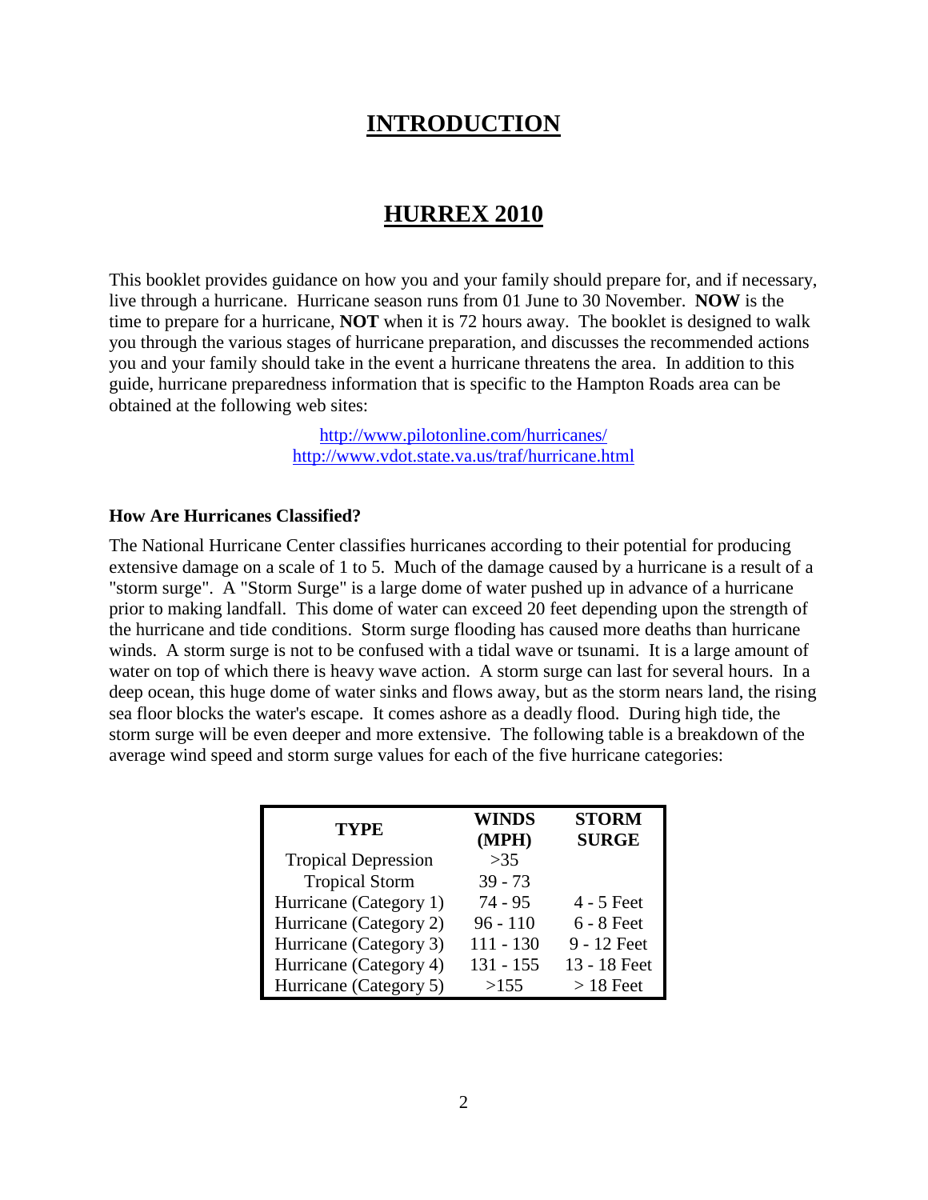# INTRODUCTION

# HURREX 2010

This booklet provides guidance on how you and your family should prepare for, and if necessary, live through a hurricane. Hurricane season runs from 01 June to 30 November. **NOW** is the time to prepare for a hurricane, **NOT** when it is 72 hours away. The booklet is designed to walk you through the various stages of hurricane preparation, and discusses the recommended actions you and your family should take in the event a hurricane threatens the area. In addition to this guide, hurricane preparedness information that is specific to the Hampton Roads area can be obtained at the following web sites:

http://www.pilotonline.com/hurricanes/
http://www.vdot.state.va.us/traf/hurricane.html

### How Are Hurricanes Classified?

The National Hurricane Center classifies hurricanes according to their potential for producing extensive damage on a scale of 1 to 5. Much of the damage caused by a hurricane is a result of a "storm surge". A "Storm Surge" is a large dome of water pushed up in advance of a hurricane prior to making landfall. This dome of water can exceed 20 feet depending upon the strength of the hurricane and tide conditions. Storm surge flooding has caused more deaths than hurricane winds. A storm surge is not to be confused with a tidal wave or tsunami. It is a large amount of water on top of which there is heavy wave action. A storm surge can last for several hours. In a deep ocean, this huge dome of water sinks and flows away, but as the storm nears land, the rising sea floor blocks the water's escape. It comes ashore as a deadly flood. During high tide, the storm surge will be even deeper and more extensive. The following table is a breakdown of the average wind speed and storm surge values for each of the five hurricane categories:

| TYPE | WINDS (MPH) | STORM SURGE |
|---|---|---|
| Tropical Depression | >35 | |
| Tropical Storm | 39 - 73 | |
| Hurricane (Category 1) | 74 - 95 | 4 - 5 Feet |
| Hurricane (Category 2) | 96 - 110 | 6 - 8 Feet |
| Hurricane (Category 3) | 111 - 130 | 9 - 12 Feet |
| Hurricane (Category 4) | 131 - 155 | 13 - 18 Feet |
| Hurricane (Category 5) | >155 | > 18 Feet |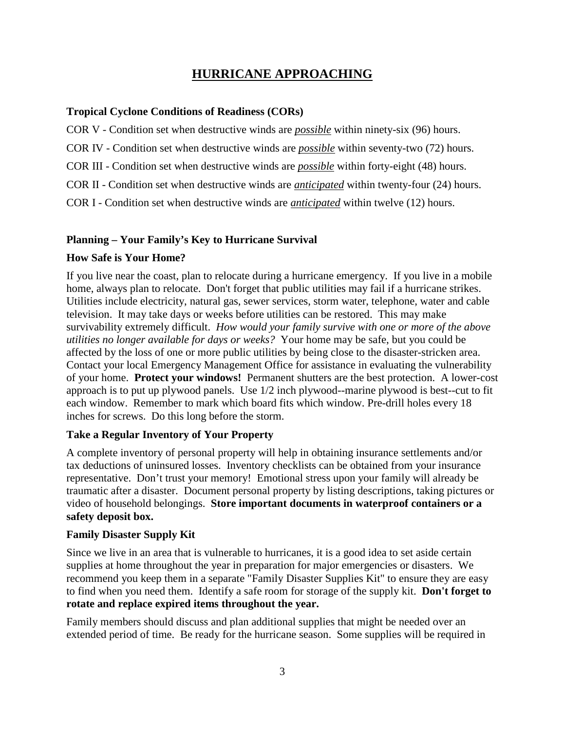# HURRICANE APPROACHING

### Tropical Cyclone Conditions of Readiness (CORs)

COR V - Condition set when destructive winds are ***possible*** within ninety-six (96) hours.

COR IV - Condition set when destructive winds are ***possible*** within seventy-two (72) hours.

COR III - Condition set when destructive winds are ***possible*** within forty-eight (48) hours.

COR II - Condition set when destructive winds are ***anticipated*** within twenty-four (24) hours.

COR I - Condition set when destructive winds are ***anticipated*** within twelve (12) hours.

### Planning – Your Family's Key to Hurricane Survival

### How Safe is Your Home?

If you live near the coast, plan to relocate during a hurricane emergency. If you live in a mobile home, always plan to relocate. Don't forget that public utilities may fail if a hurricane strikes. Utilities include electricity, natural gas, sewer services, storm water, telephone, water and cable television. It may take days or weeks before utilities can be restored. This may make survivability extremely difficult. *How would your family survive with one or more of the above utilities no longer available for days or weeks?* Your home may be safe, but you could be affected by the loss of one or more public utilities by being close to the disaster-stricken area. Contact your local Emergency Management Office for assistance in evaluating the vulnerability of your home. **Protect your windows!** Permanent shutters are the best protection. A lower-cost approach is to put up plywood panels. Use 1/2 inch plywood--marine plywood is best--cut to fit each window. Remember to mark which board fits which window. Pre-drill holes every 18 inches for screws. Do this long before the storm.

### Take a Regular Inventory of Your Property

A complete inventory of personal property will help in obtaining insurance settlements and/or tax deductions of uninsured losses. Inventory checklists can be obtained from your insurance representative. Don't trust your memory! Emotional stress upon your family will already be traumatic after a disaster. Document personal property by listing descriptions, taking pictures or video of household belongings. **Store important documents in waterproof containers or a safety deposit box.**

### Family Disaster Supply Kit

Since we live in an area that is vulnerable to hurricanes, it is a good idea to set aside certain supplies at home throughout the year in preparation for major emergencies or disasters. We recommend you keep them in a separate "Family Disaster Supplies Kit" to ensure they are easy to find when you need them. Identify a safe room for storage of the supply kit. **Don't forget to rotate and replace expired items throughout the year.**

Family members should discuss and plan additional supplies that might be needed over an extended period of time. Be ready for the hurricane season. Some supplies will be required in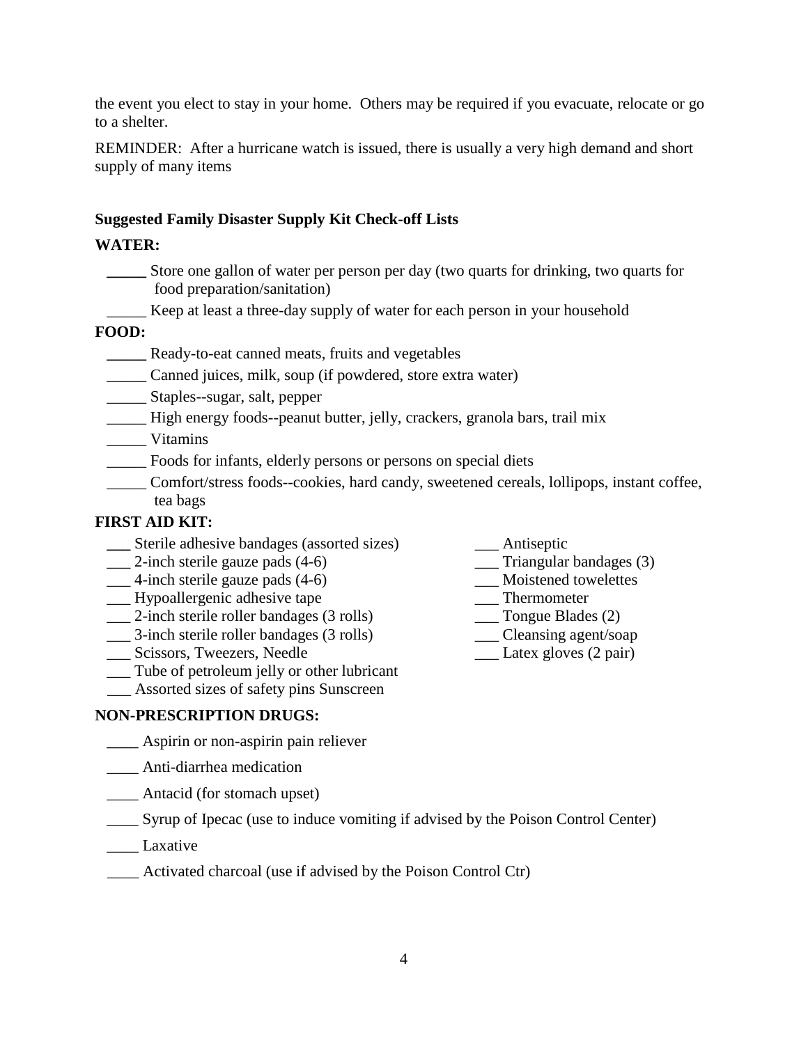the event you elect to stay in your home. Others may be required if you evacuate, relocate or go to a shelter.

REMINDER: After a hurricane watch is issued, there is usually a very high demand and short supply of many items

**Suggested Family Disaster Supply Kit Check-off Lists**

**WATER:**

_____ Store one gallon of water per person per day (two quarts for drinking, two quarts for food preparation/sanitation)

_____ Keep at least a three-day supply of water for each person in your household

**FOOD:**

_____ Ready-to-eat canned meats, fruits and vegetables

_____ Canned juices, milk, soup (if powdered, store extra water)

_____ Staples--sugar, salt, pepper

_____ High energy foods--peanut butter, jelly, crackers, granola bars, trail mix

_____ Vitamins

_____ Foods for infants, elderly persons or persons on special diets

_____ Comfort/stress foods--cookies, hard candy, sweetened cereals, lollipops, instant coffee, tea bags

**FIRST AID KIT:**

___ Sterile adhesive bandages (assorted sizes)

___ 2-inch sterile gauze pads (4-6)

___ 4-inch sterile gauze pads (4-6)

___ Hypoallergenic adhesive tape

___ 2-inch sterile roller bandages (3 rolls)

___ 3-inch sterile roller bandages (3 rolls)

___ Scissors, Tweezers, Needle

___ Tube of petroleum jelly or other lubricant

___ Assorted sizes of safety pins Sunscreen

___ Antiseptic

___ Triangular bandages (3)

___ Moistened towelettes

___ Thermometer

___ Tongue Blades (2)

___ Cleansing agent/soap

___ Latex gloves (2 pair)

**NON-PRESCRIPTION DRUGS:**

____ Aspirin or non-aspirin pain reliever

____ Anti-diarrhea medication

____ Antacid (for stomach upset)

____ Syrup of Ipecac (use to induce vomiting if advised by the Poison Control Center)

____ Laxative

____ Activated charcoal (use if advised by the Poison Control Ctr)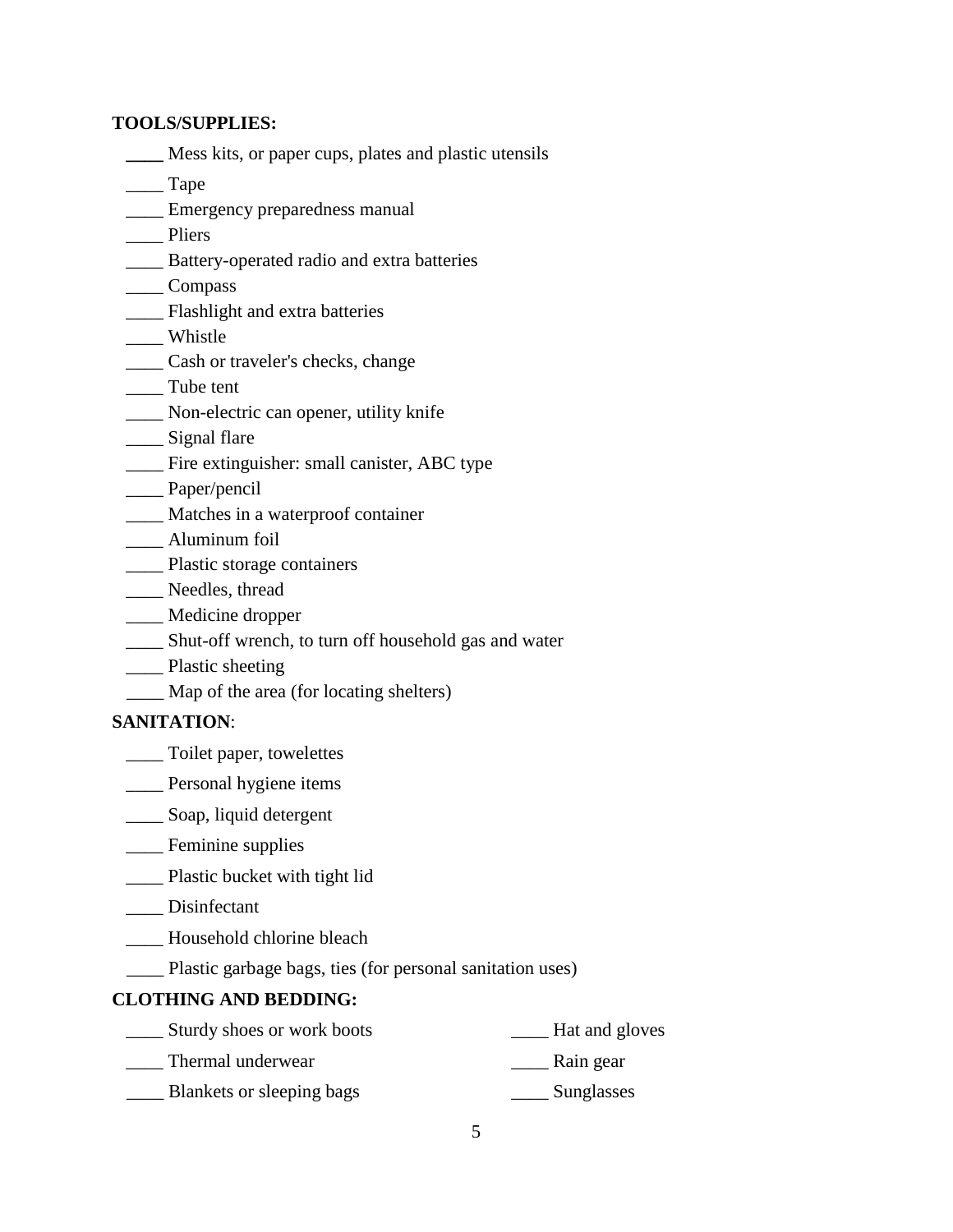**TOOLS/SUPPLIES:**

____ Mess kits, or paper cups, plates and plastic utensils

____ Tape

____ Emergency preparedness manual

____ Pliers

____ Battery-operated radio and extra batteries

____ Compass

____ Flashlight and extra batteries

____ Whistle

____ Cash or traveler's checks, change

____ Tube tent

____ Non-electric can opener, utility knife

____ Signal flare

____ Fire extinguisher: small canister, ABC type

____ Paper/pencil

____ Matches in a waterproof container

____ Aluminum foil

____ Plastic storage containers

____ Needles, thread

____ Medicine dropper

____ Shut-off wrench, to turn off household gas and water

____ Plastic sheeting

____ Map of the area (for locating shelters)

**SANITATION**:

____ Toilet paper, towelettes

____ Personal hygiene items

____ Soap, liquid detergent

____ Feminine supplies

____ Plastic bucket with tight lid

____ Disinfectant

____ Household chlorine bleach

____ Plastic garbage bags, ties (for personal sanitation uses)

**CLOTHING AND BEDDING:**

____ Sturdy shoes or work boots

____ Thermal underwear

____ Blankets or sleeping bags

____ Hat and gloves

____ Rain gear

____ Sunglasses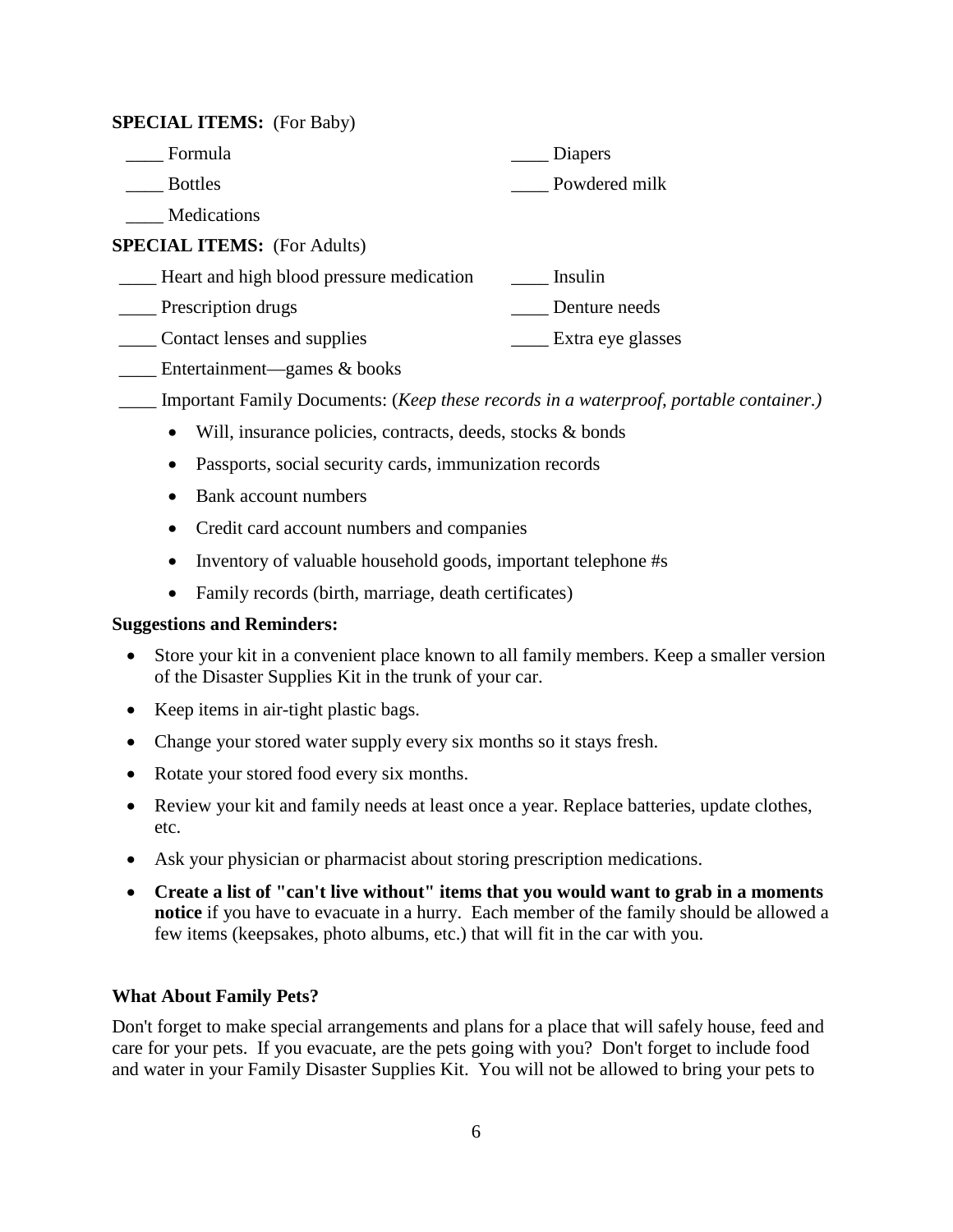**SPECIAL ITEMS:** (For Baby)

____ Formula

____ Diapers

____ Bottles

____ Powdered milk

____ Medications

**SPECIAL ITEMS:** (For Adults)

____ Heart and high blood pressure medication

____ Insulin

____ Prescription drugs

____ Denture needs

____ Contact lenses and supplies

____ Extra eye glasses

____ Entertainment—games & books

____ Important Family Documents: (*Keep these records in a waterproof, portable container.)*

- Will, insurance policies, contracts, deeds, stocks & bonds
- Passports, social security cards, immunization records
- Bank account numbers
- Credit card account numbers and companies
- Inventory of valuable household goods, important telephone #s
- Family records (birth, marriage, death certificates)

**Suggestions and Reminders:**

- Store your kit in a convenient place known to all family members. Keep a smaller version of the Disaster Supplies Kit in the trunk of your car.
- Keep items in air-tight plastic bags.
- Change your stored water supply every six months so it stays fresh.
- Rotate your stored food every six months.
- Review your kit and family needs at least once a year. Replace batteries, update clothes, etc.
- Ask your physician or pharmacist about storing prescription medications.
- **Create a list of "can't live without" items that you would want to grab in a moments notice** if you have to evacuate in a hurry. Each member of the family should be allowed a few items (keepsakes, photo albums, etc.) that will fit in the car with you.

**What About Family Pets?**

Don't forget to make special arrangements and plans for a place that will safely house, feed and care for your pets. If you evacuate, are the pets going with you? Don't forget to include food and water in your Family Disaster Supplies Kit. You will not be allowed to bring your pets to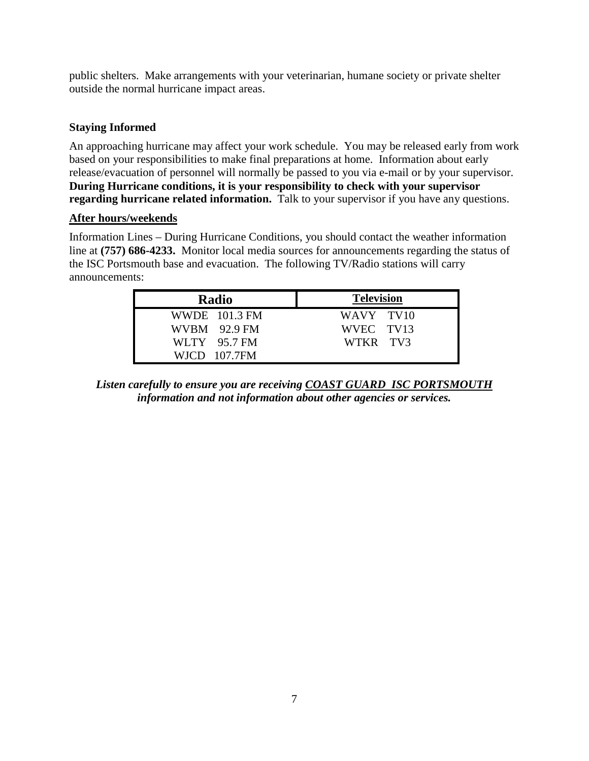public shelters. Make arrangements with your veterinarian, humane society or private shelter outside the normal hurricane impact areas.

**Staying Informed**

An approaching hurricane may affect your work schedule. You may be released early from work based on your responsibilities to make final preparations at home. Information about early release/evacuation of personnel will normally be passed to you via e-mail or by your supervisor. **During Hurricane conditions, it is your responsibility to check with your supervisor regarding hurricane related information.** Talk to your supervisor if you have any questions.

**After hours/weekends**

Information Lines – During Hurricane Conditions, you should contact the weather information line at **(757) 686-4233.** Monitor local media sources for announcements regarding the status of the ISC Portsmouth base and evacuation. The following TV/Radio stations will carry announcements:

| Radio | Television |
|---|---|
| WWDE 101.3 FM | WAVY TV10 |
| WVBM 92.9 FM | WVEC TV13 |
| WLTY 95.7 FM | WTKR TV3 |
| WJCD 107.7FM | |

***Listen carefully to ensure you are receiving COAST GUARD ISC PORTSMOUTH information and not information about other agencies or services.***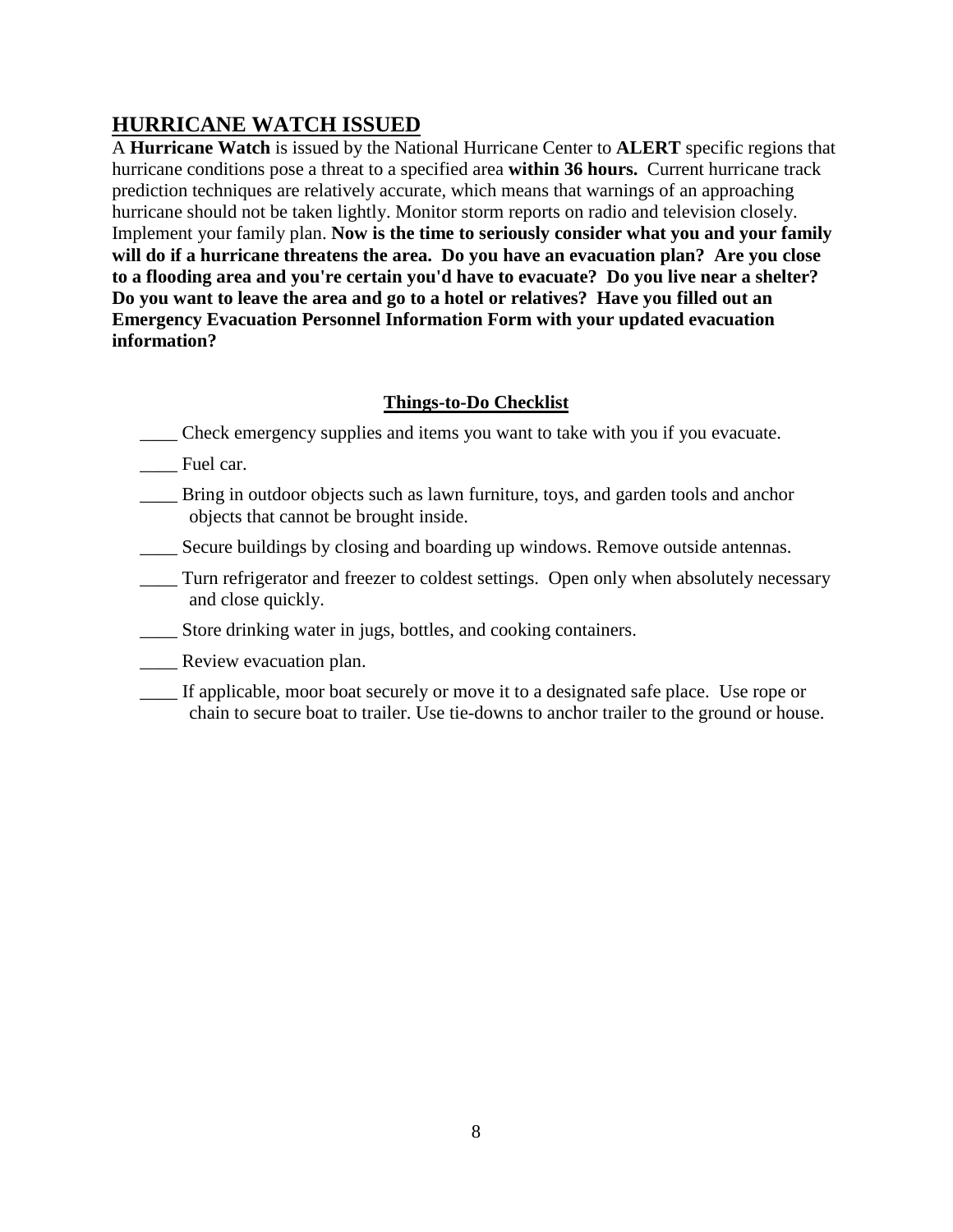## HURRICANE WATCH ISSUED

A **Hurricane Watch** is issued by the National Hurricane Center to **ALERT** specific regions that hurricane conditions pose a threat to a specified area **within 36 hours.** Current hurricane track prediction techniques are relatively accurate, which means that warnings of an approaching hurricane should not be taken lightly. Monitor storm reports on radio and television closely. Implement your family plan. **Now is the time to seriously consider what you and your family will do if a hurricane threatens the area. Do you have an evacuation plan? Are you close to a flooding area and you're certain you'd have to evacuate? Do you live near a shelter? Do you want to leave the area and go to a hotel or relatives? Have you filled out an Emergency Evacuation Personnel Information Form with your updated evacuation information?**

### Things-to-Do Checklist

____ Check emergency supplies and items you want to take with you if you evacuate.

____ Fuel car.

____ Bring in outdoor objects such as lawn furniture, toys, and garden tools and anchor objects that cannot be brought inside.

____ Secure buildings by closing and boarding up windows. Remove outside antennas.

____ Turn refrigerator and freezer to coldest settings. Open only when absolutely necessary and close quickly.

____ Store drinking water in jugs, bottles, and cooking containers.

____ Review evacuation plan.

____ If applicable, moor boat securely or move it to a designated safe place. Use rope or chain to secure boat to trailer. Use tie-downs to anchor trailer to the ground or house.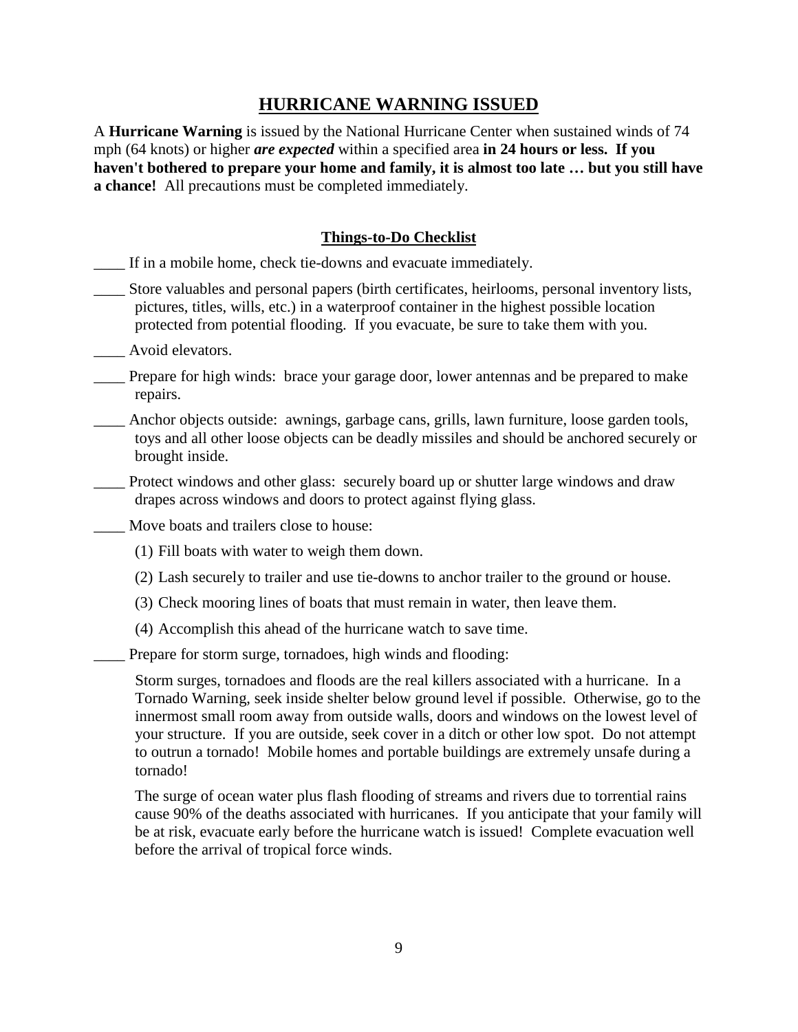## HURRICANE WARNING ISSUED

A **Hurricane Warning** is issued by the National Hurricane Center when sustained winds of 74 mph (64 knots) or higher ***are expected*** within a specified area **in 24 hours or less. If you haven't bothered to prepare your home and family, it is almost too late … but you still have a chance!** All precautions must be completed immediately.

### Things-to-Do Checklist

____ If in a mobile home, check tie-downs and evacuate immediately.

____ Store valuables and personal papers (birth certificates, heirlooms, personal inventory lists, pictures, titles, wills, etc.) in a waterproof container in the highest possible location protected from potential flooding. If you evacuate, be sure to take them with you.

____ Avoid elevators.

____ Prepare for high winds: brace your garage door, lower antennas and be prepared to make repairs.

____ Anchor objects outside: awnings, garbage cans, grills, lawn furniture, loose garden tools, toys and all other loose objects can be deadly missiles and should be anchored securely or brought inside.

____ Protect windows and other glass: securely board up or shutter large windows and draw drapes across windows and doors to protect against flying glass.

____ Move boats and trailers close to house:

(1) Fill boats with water to weigh them down.

(2) Lash securely to trailer and use tie-downs to anchor trailer to the ground or house.

(3) Check mooring lines of boats that must remain in water, then leave them.

(4) Accomplish this ahead of the hurricane watch to save time.

____ Prepare for storm surge, tornadoes, high winds and flooding:

Storm surges, tornadoes and floods are the real killers associated with a hurricane. In a Tornado Warning, seek inside shelter below ground level if possible. Otherwise, go to the innermost small room away from outside walls, doors and windows on the lowest level of your structure. If you are outside, seek cover in a ditch or other low spot. Do not attempt to outrun a tornado! Mobile homes and portable buildings are extremely unsafe during a tornado!

The surge of ocean water plus flash flooding of streams and rivers due to torrential rains cause 90% of the deaths associated with hurricanes. If you anticipate that your family will be at risk, evacuate early before the hurricane watch is issued! Complete evacuation well before the arrival of tropical force winds.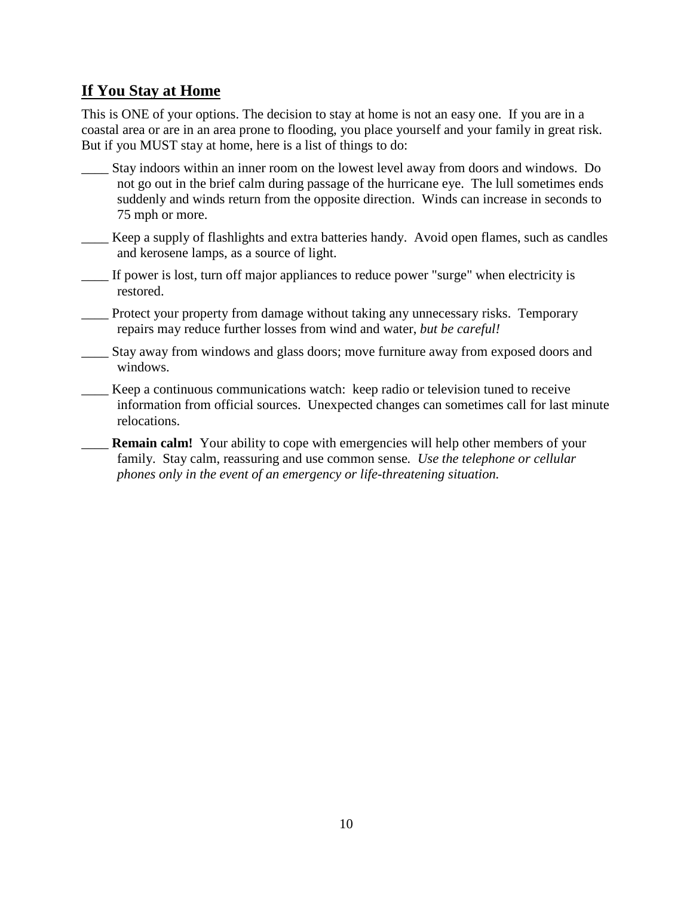## <u>If You Stay at Home</u>

This is ONE of your options. The decision to stay at home is not an easy one. If you are in a coastal area or are in an area prone to flooding, you place yourself and your family in great risk. But if you MUST stay at home, here is a list of things to do:

____ Stay indoors within an inner room on the lowest level away from doors and windows. Do not go out in the brief calm during passage of the hurricane eye. The lull sometimes ends suddenly and winds return from the opposite direction. Winds can increase in seconds to 75 mph or more.

____ Keep a supply of flashlights and extra batteries handy. Avoid open flames, such as candles and kerosene lamps, as a source of light.

____ If power is lost, turn off major appliances to reduce power "surge" when electricity is restored.

____ Protect your property from damage without taking any unnecessary risks. Temporary repairs may reduce further losses from wind and water, *but be careful!*

____ Stay away from windows and glass doors; move furniture away from exposed doors and windows.

____ Keep a continuous communications watch: keep radio or television tuned to receive information from official sources. Unexpected changes can sometimes call for last minute relocations.

____ **Remain calm!** Your ability to cope with emergencies will help other members of your family. Stay calm, reassuring and use common sense. *Use the telephone or cellular phones only in the event of an emergency or life-threatening situation.*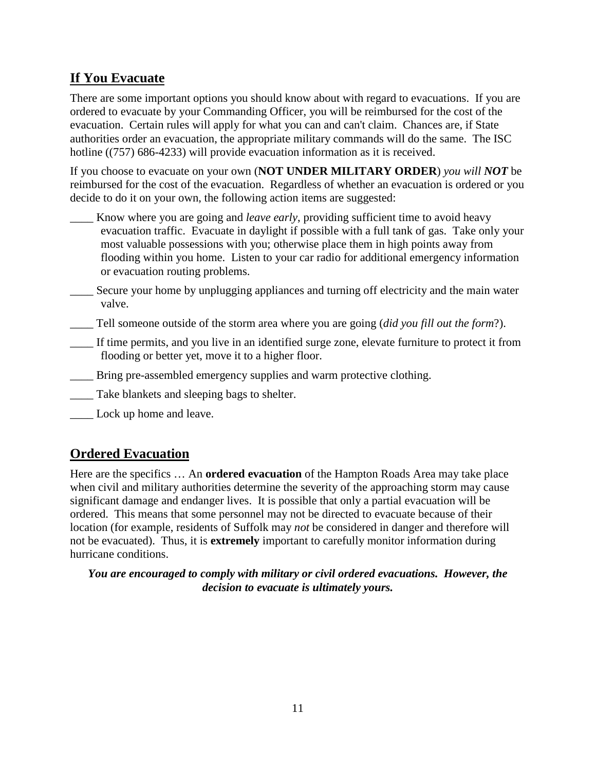## If You Evacuate

There are some important options you should know about with regard to evacuations. If you are ordered to evacuate by your Commanding Officer, you will be reimbursed for the cost of the evacuation. Certain rules will apply for what you can and can't claim. Chances are, if State authorities order an evacuation, the appropriate military commands will do the same. The ISC hotline ((757) 686-4233) will provide evacuation information as it is received.

If you choose to evacuate on your own (**NOT UNDER MILITARY ORDER**) *you will **NOT*** be reimbursed for the cost of the evacuation. Regardless of whether an evacuation is ordered or you decide to do it on your own, the following action items are suggested:

____ Know where you are going and *leave early*, providing sufficient time to avoid heavy evacuation traffic. Evacuate in daylight if possible with a full tank of gas. Take only your most valuable possessions with you; otherwise place them in high points away from flooding within you home. Listen to your car radio for additional emergency information or evacuation routing problems.

____ Secure your home by unplugging appliances and turning off electricity and the main water valve.

____ Tell someone outside of the storm area where you are going (*did you fill out the form*?).

____ If time permits, and you live in an identified surge zone, elevate furniture to protect it from flooding or better yet, move it to a higher floor.

____ Bring pre-assembled emergency supplies and warm protective clothing.

____ Take blankets and sleeping bags to shelter.

____ Lock up home and leave.

## Ordered Evacuation

Here are the specifics … An **ordered evacuation** of the Hampton Roads Area may take place when civil and military authorities determine the severity of the approaching storm may cause significant damage and endanger lives. It is possible that only a partial evacuation will be ordered. This means that some personnel may not be directed to evacuate because of their location (for example, residents of Suffolk may *not* be considered in danger and therefore will not be evacuated). Thus, it is **extremely** important to carefully monitor information during hurricane conditions.

***You are encouraged to comply with military or civil ordered evacuations. However, the decision to evacuate is ultimately yours.***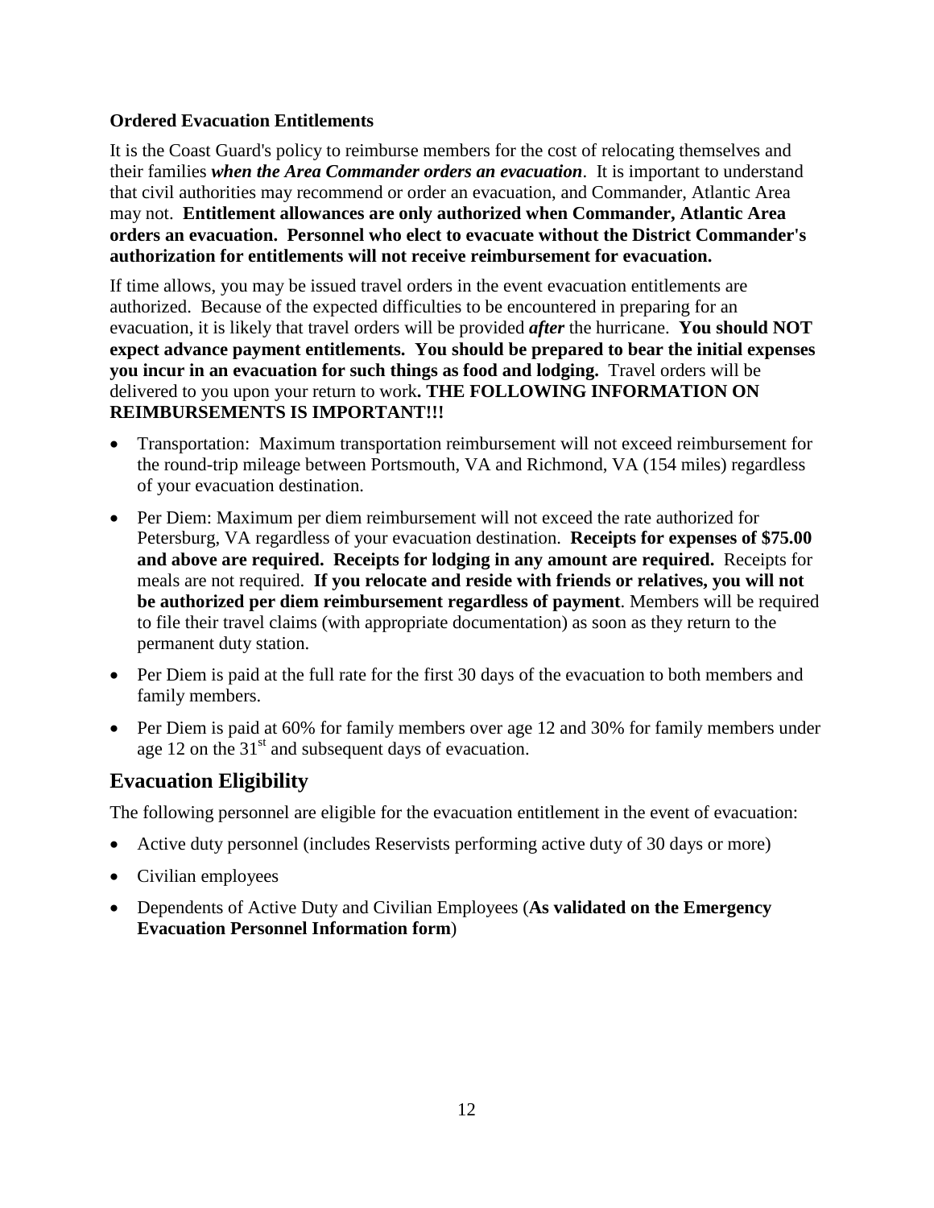**Ordered Evacuation Entitlements**

It is the Coast Guard's policy to reimburse members for the cost of relocating themselves and their families ***when the Area Commander orders an evacuation***. It is important to understand that civil authorities may recommend or order an evacuation, and Commander, Atlantic Area may not. **Entitlement allowances are only authorized when Commander, Atlantic Area orders an evacuation. Personnel who elect to evacuate without the District Commander's authorization for entitlements will not receive reimbursement for evacuation.**

If time allows, you may be issued travel orders in the event evacuation entitlements are authorized. Because of the expected difficulties to be encountered in preparing for an evacuation, it is likely that travel orders will be provided ***after*** the hurricane. **You should NOT expect advance payment entitlements. You should be prepared to bear the initial expenses you incur in an evacuation for such things as food and lodging.** Travel orders will be delivered to you upon your return to work**. THE FOLLOWING INFORMATION ON REIMBURSEMENTS IS IMPORTANT!!!**

- Transportation: Maximum transportation reimbursement will not exceed reimbursement for the round-trip mileage between Portsmouth, VA and Richmond, VA (154 miles) regardless of your evacuation destination.
- Per Diem: Maximum per diem reimbursement will not exceed the rate authorized for Petersburg, VA regardless of your evacuation destination. **Receipts for expenses of $75.00 and above are required. Receipts for lodging in any amount are required.** Receipts for meals are not required. **If you relocate and reside with friends or relatives, you will not be authorized per diem reimbursement regardless of payment**. Members will be required to file their travel claims (with appropriate documentation) as soon as they return to the permanent duty station.
- Per Diem is paid at the full rate for the first 30 days of the evacuation to both members and family members.
- Per Diem is paid at 60% for family members over age 12 and 30% for family members under age 12 on the 31st and subsequent days of evacuation.

## Evacuation Eligibility

The following personnel are eligible for the evacuation entitlement in the event of evacuation:

- Active duty personnel (includes Reservists performing active duty of 30 days or more)
- Civilian employees
- Dependents of Active Duty and Civilian Employees (**As validated on the Emergency Evacuation Personnel Information form**)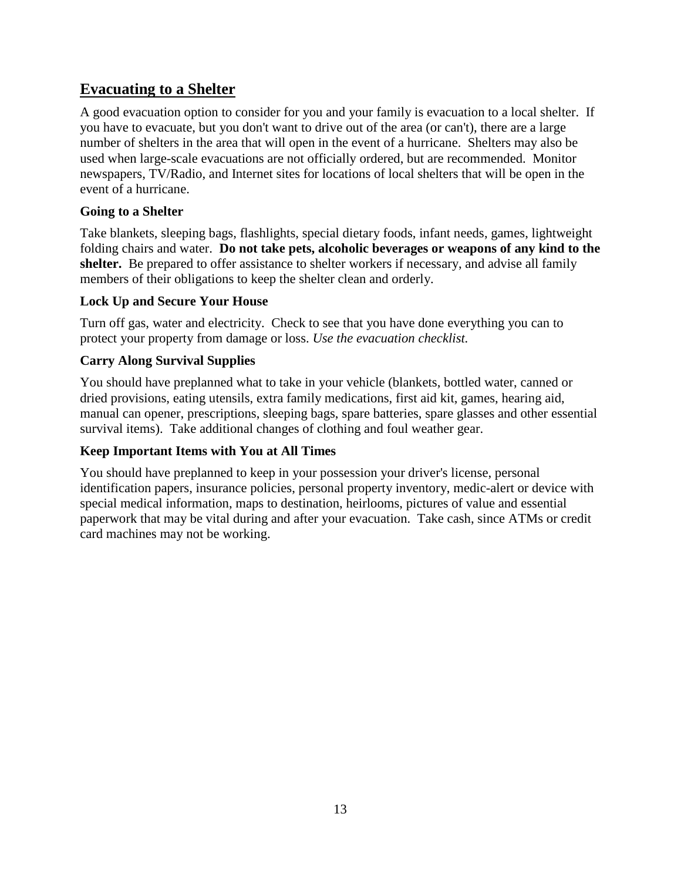## Evacuating to a Shelter

A good evacuation option to consider for you and your family is evacuation to a local shelter. If you have to evacuate, but you don't want to drive out of the area (or can't), there are a large number of shelters in the area that will open in the event of a hurricane. Shelters may also be used when large-scale evacuations are not officially ordered, but are recommended. Monitor newspapers, TV/Radio, and Internet sites for locations of local shelters that will be open in the event of a hurricane.

### Going to a Shelter

Take blankets, sleeping bags, flashlights, special dietary foods, infant needs, games, lightweight folding chairs and water. **Do not take pets, alcoholic beverages or weapons of any kind to the shelter.** Be prepared to offer assistance to shelter workers if necessary, and advise all family members of their obligations to keep the shelter clean and orderly.

### Lock Up and Secure Your House

Turn off gas, water and electricity. Check to see that you have done everything you can to protect your property from damage or loss. *Use the evacuation checklist.*

### Carry Along Survival Supplies

You should have preplanned what to take in your vehicle (blankets, bottled water, canned or dried provisions, eating utensils, extra family medications, first aid kit, games, hearing aid, manual can opener, prescriptions, sleeping bags, spare batteries, spare glasses and other essential survival items). Take additional changes of clothing and foul weather gear.

### Keep Important Items with You at All Times

You should have preplanned to keep in your possession your driver's license, personal identification papers, insurance policies, personal property inventory, medic-alert or device with special medical information, maps to destination, heirlooms, pictures of value and essential paperwork that may be vital during and after your evacuation. Take cash, since ATMs or credit card machines may not be working.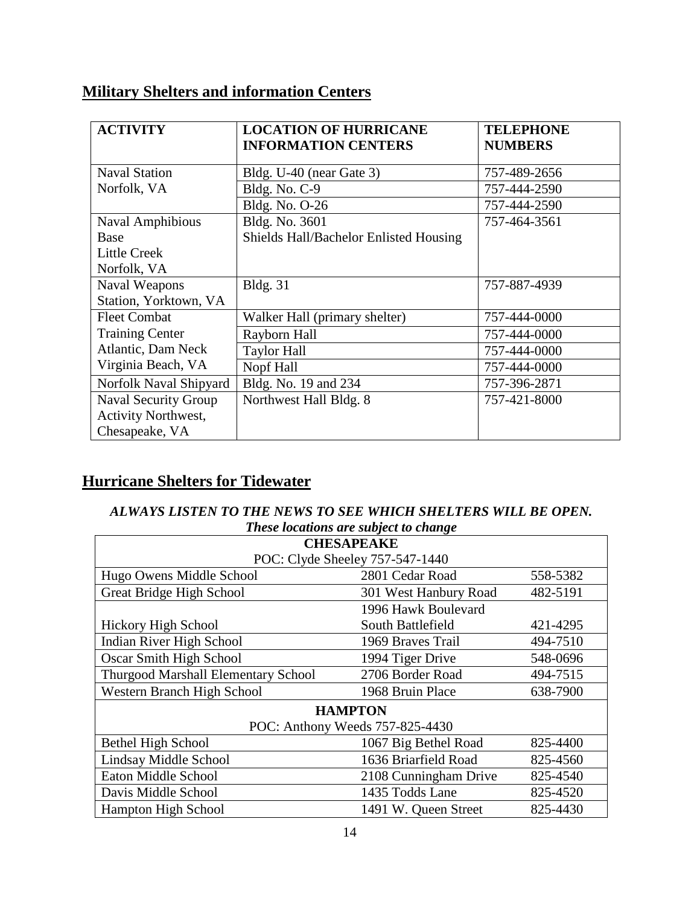## Military Shelters and information Centers

| ACTIVITY | LOCATION OF HURRICANE INFORMATION CENTERS | TELEPHONE NUMBERS |
|---|---|---|
| Naval Station Norfolk, VA | Bldg. U-40 (near Gate 3) | 757-489-2656 |
| | Bldg. No. C-9 | 757-444-2590 |
| | Bldg. No. O-26 | 757-444-2590 |
| Naval Amphibious Base Little Creek Norfolk, VA | Bldg. No. 3601 Shields Hall/Bachelor Enlisted Housing | 757-464-3561 |
| Naval Weapons Station, Yorktown, VA | Bldg. 31 | 757-887-4939 |
| Fleet Combat Training Center Atlantic, Dam Neck Virginia Beach, VA | Walker Hall (primary shelter) | 757-444-0000 |
| | Rayborn Hall | 757-444-0000 |
| | Taylor Hall | 757-444-0000 |
| | Nopf Hall | 757-444-0000 |
| Norfolk Naval Shipyard | Bldg. No. 19 and 234 | 757-396-2871 |
| Naval Security Group Activity Northwest, Chesapeake, VA | Northwest Hall Bldg. 8 | 757-421-8000 |

## Hurricane Shelters for Tidewater

***ALWAYS LISTEN TO THE NEWS TO SEE WHICH SHELTERS WILL BE OPEN.***
***These locations are subject to change***

| | | |
|---|---|---|
| **CHESAPEAKE** | | |
| POC: Clyde Sheeley 757-547-1440 | | |
| Hugo Owens Middle School | 2801 Cedar Road | 558-5382 |
| Great Bridge High School | 301 West Hanbury Road | 482-5191 |
| Hickory High School | 1996 Hawk Boulevard South Battlefield | 421-4295 |
| Indian River High School | 1969 Braves Trail | 494-7510 |
| Oscar Smith High School | 1994 Tiger Drive | 548-0696 |
| Thurgood Marshall Elementary School | 2706 Border Road | 494-7515 |
| Western Branch High School | 1968 Bruin Place | 638-7900 |
| **HAMPTON** | | |
| POC: Anthony Weeds 757-825-4430 | | |
| Bethel High School | 1067 Big Bethel Road | 825-4400 |
| Lindsay Middle School | 1636 Briarfield Road | 825-4560 |
| Eaton Middle School | 2108 Cunningham Drive | 825-4540 |
| Davis Middle School | 1435 Todds Lane | 825-4520 |
| Hampton High School | 1491 W. Queen Street | 825-4430 |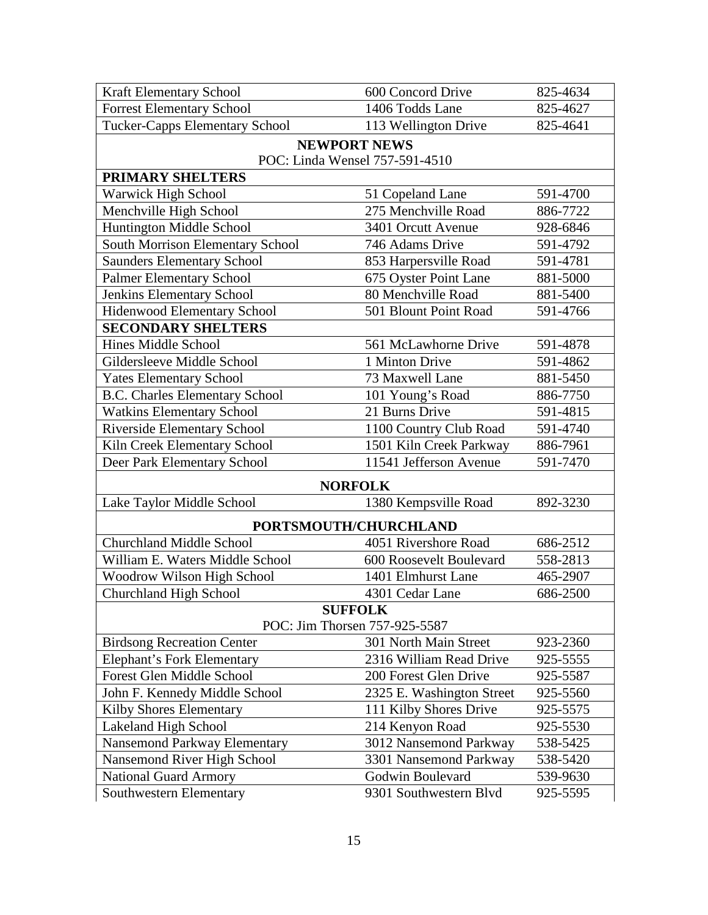| | | |
|---|---|---|
| Kraft Elementary School | 600 Concord Drive | 825-4634 |
| Forrest Elementary School | 1406 Todds Lane | 825-4627 |
| Tucker-Capps Elementary School | 113 Wellington Drive | 825-4641 |
| **NEWPORT NEWS**<br>POC: Linda Wensel 757-591-4510 | | |
| **PRIMARY SHELTERS** | | |
| Warwick High School | 51 Copeland Lane | 591-4700 |
| Menchville High School | 275 Menchville Road | 886-7722 |
| Huntington Middle School | 3401 Orcutt Avenue | 928-6846 |
| South Morrison Elementary School | 746 Adams Drive | 591-4792 |
| Saunders Elementary School | 853 Harpersville Road | 591-4781 |
| Palmer Elementary School | 675 Oyster Point Lane | 881-5000 |
| Jenkins Elementary School | 80 Menchville Road | 881-5400 |
| Hidenwood Elementary School | 501 Blount Point Road | 591-4766 |
| **SECONDARY SHELTERS** | | |
| Hines Middle School | 561 McLawhorne Drive | 591-4878 |
| Gildersleeve Middle School | 1 Minton Drive | 591-4862 |
| Yates Elementary School | 73 Maxwell Lane | 881-5450 |
| B.C. Charles Elementary School | 101 Young's Road | 886-7750 |
| Watkins Elementary School | 21 Burns Drive | 591-4815 |
| Riverside Elementary School | 1100 Country Club Road | 591-4740 |
| Kiln Creek Elementary School | 1501 Kiln Creek Parkway | 886-7961 |
| Deer Park Elementary School | 11541 Jefferson Avenue | 591-7470 |
| **NORFOLK** | | |
| Lake Taylor Middle School | 1380 Kempsville Road | 892-3230 |
| **PORTSMOUTH/CHURCHLAND** | | |
| Churchland Middle School | 4051 Rivershore Road | 686-2512 |
| William E. Waters Middle School | 600 Roosevelt Boulevard | 558-2813 |
| Woodrow Wilson High School | 1401 Elmhurst Lane | 465-2907 |
| Churchland High School | 4301 Cedar Lane | 686-2500 |
| **SUFFOLK**<br>POC: Jim Thorsen 757-925-5587 | | |
| Birdsong Recreation Center | 301 North Main Street | 923-2360 |
| Elephant's Fork Elementary | 2316 William Read Drive | 925-5555 |
| Forest Glen Middle School | 200 Forest Glen Drive | 925-5587 |
| John F. Kennedy Middle School | 2325 E. Washington Street | 925-5560 |
| Kilby Shores Elementary | 111 Kilby Shores Drive | 925-5575 |
| Lakeland High School | 214 Kenyon Road | 925-5530 |
| Nansemond Parkway Elementary | 3012 Nansemond Parkway | 538-5425 |
| Nansemond River High School | 3301 Nansemond Parkway | 538-5420 |
| National Guard Armory | Godwin Boulevard | 539-9630 |
| Southwestern Elementary | 9301 Southwestern Blvd | 925-5595 |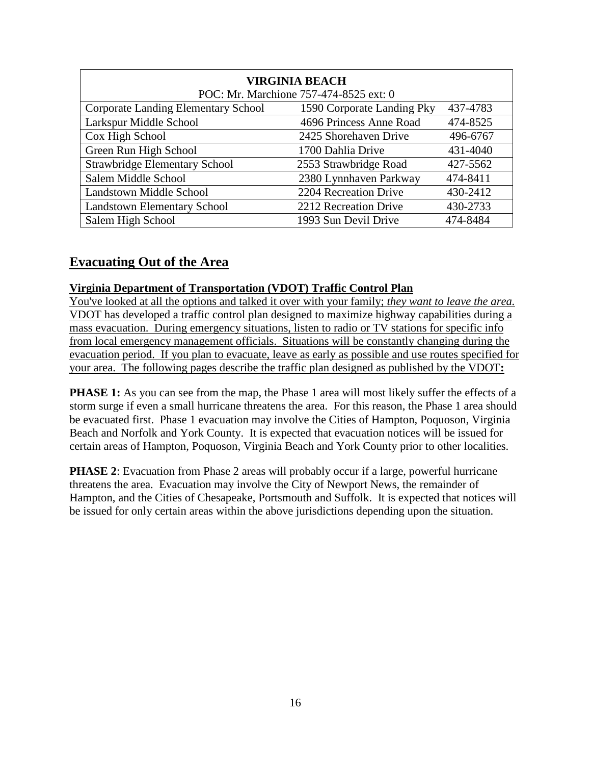| VIRGINIA BEACH<br>POC: Mr. Marchione 757-474-8525 ext: 0 | | |
|---|---|---|
| Corporate Landing Elementary School | 1590 Corporate Landing Pky | 437-4783 |
| Larkspur Middle School | 4696 Princess Anne Road | 474-8525 |
| Cox High School | 2425 Shorehaven Drive | 496-6767 |
| Green Run High School | 1700 Dahlia Drive | 431-4040 |
| Strawbridge Elementary School | 2553 Strawbridge Road | 427-5562 |
| Salem Middle School | 2380 Lynnhaven Parkway | 474-8411 |
| Landstown Middle School | 2204 Recreation Drive | 430-2412 |
| Landstown Elementary School | 2212 Recreation Drive | 430-2733 |
| Salem High School | 1993 Sun Devil Drive | 474-8484 |

## Evacuating Out of the Area

**Virginia Department of Transportation (VDOT) Traffic Control Plan**

You've looked at all the options and talked it over with your family; *they want to leave the area.* VDOT has developed a traffic control plan designed to maximize highway capabilities during a mass evacuation. During emergency situations, listen to radio or TV stations for specific info from local emergency management officials. Situations will be constantly changing during the evacuation period. If you plan to evacuate, leave as early as possible and use routes specified for your area. The following pages describe the traffic plan designed as published by the VDOT**:**

**PHASE 1:** As you can see from the map, the Phase 1 area will most likely suffer the effects of a storm surge if even a small hurricane threatens the area. For this reason, the Phase 1 area should be evacuated first. Phase 1 evacuation may involve the Cities of Hampton, Poquoson, Virginia Beach and Norfolk and York County. It is expected that evacuation notices will be issued for certain areas of Hampton, Poquoson, Virginia Beach and York County prior to other localities.

**PHASE 2**: Evacuation from Phase 2 areas will probably occur if a large, powerful hurricane threatens the area. Evacuation may involve the City of Newport News, the remainder of Hampton, and the Cities of Chesapeake, Portsmouth and Suffolk. It is expected that notices will be issued for only certain areas within the above jurisdictions depending upon the situation.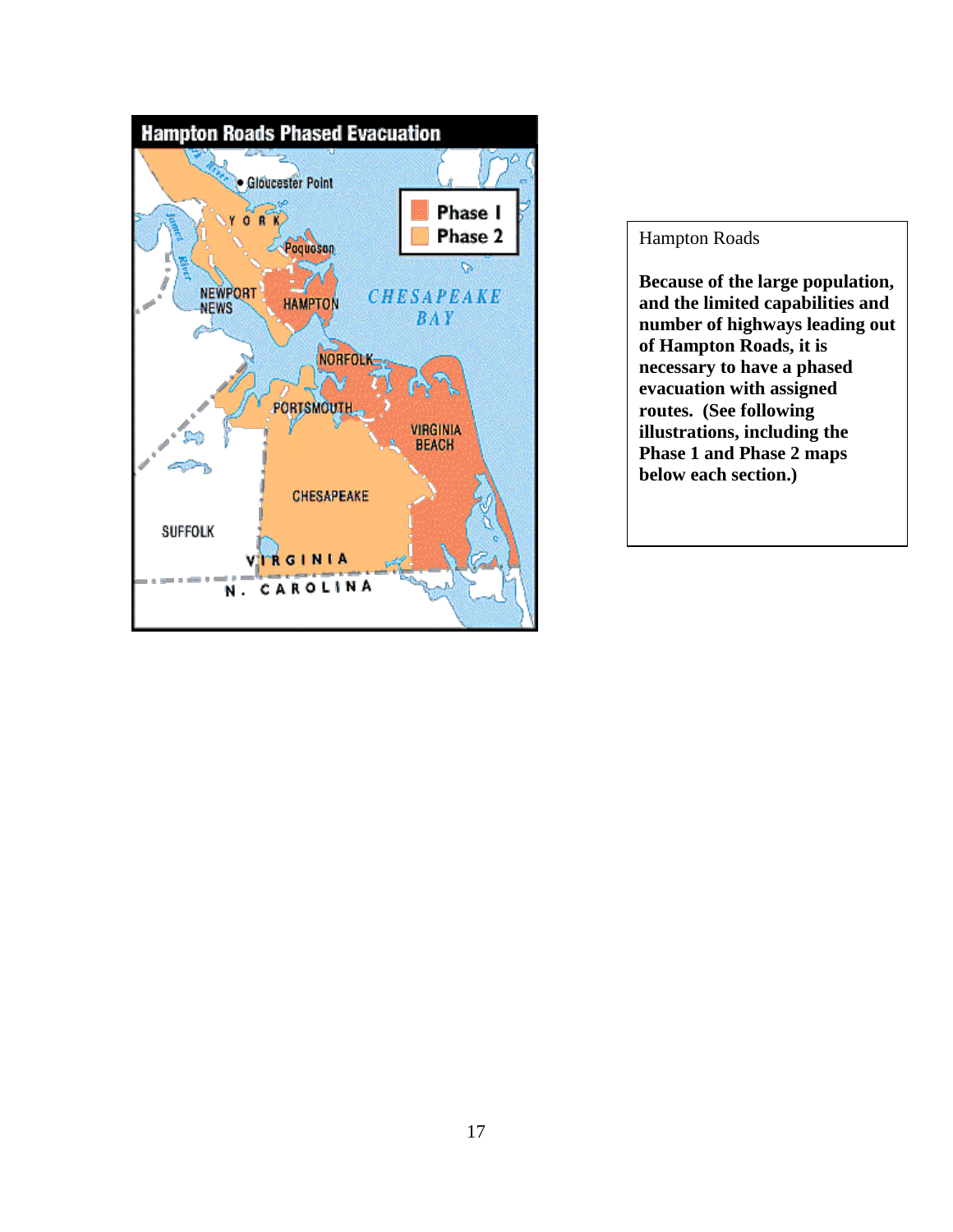Hampton Roads Phased Evacuation

Phase I

Phase 2

Gloucester Point

YORK

Poquoson

NEWPORT NEWS

HAMPTON

CHESAPEAKE BAY

NORFOLK

PORTSMOUTH

VIRGINIA BEACH

CHESAPEAKE

SUFFOLK

VIRGINIA

N. CAROLINA

Hampton Roads

**Because of the large population, and the limited capabilities and number of highways leading out of Hampton Roads, it is necessary to have a phased evacuation with assigned routes. (See following illustrations, including the Phase 1 and Phase 2 maps below each section.)**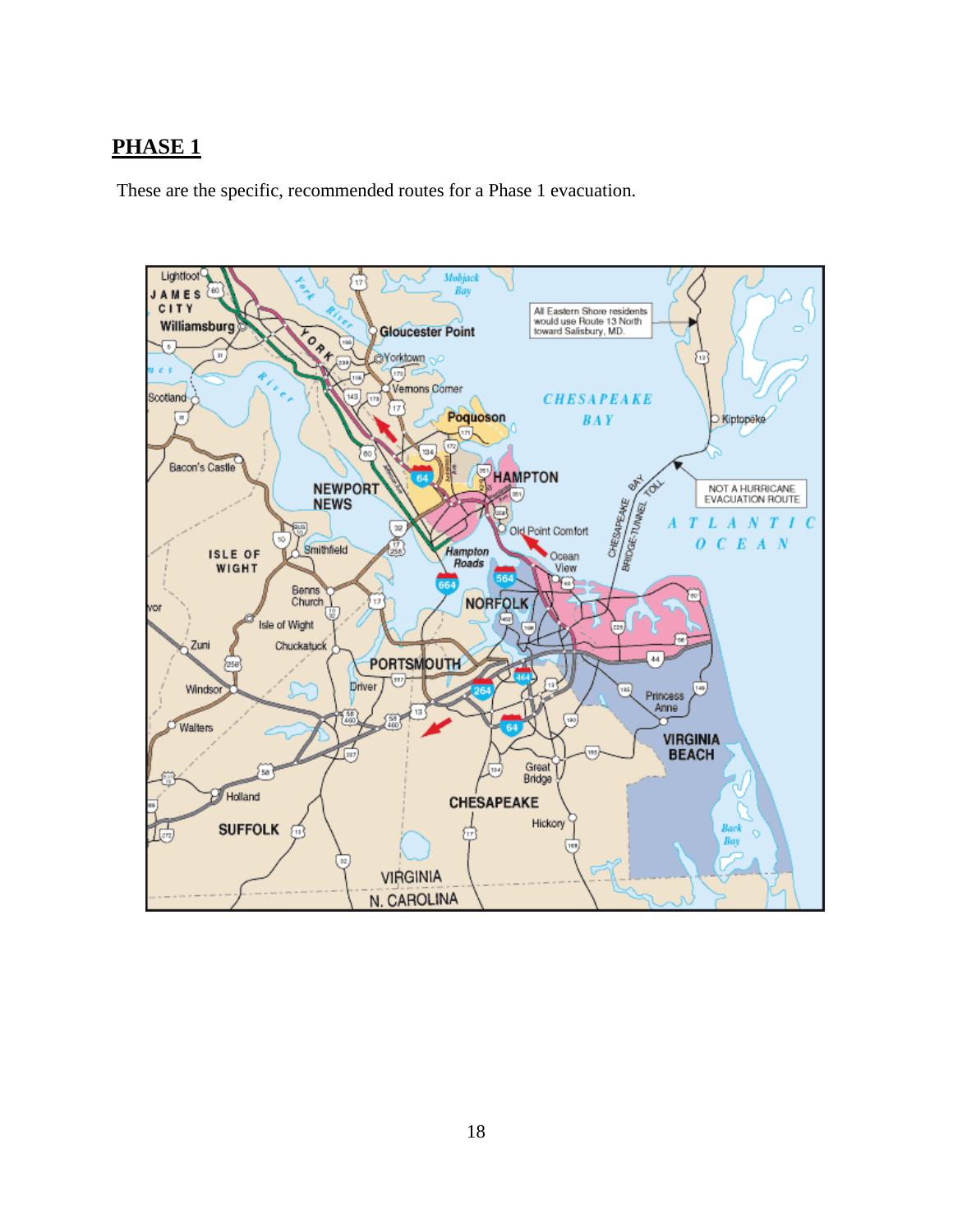## PHASE 1

These are the specific, recommended routes for a Phase 1 evacuation.

All Eastern Shore residents would use Route 13 North toward Salisbury, MD.

NOT A HURRICANE EVACUATION ROUTE

Lightfoot
JAMES CITY
Williamsburg
Scotland
Bacon's Castle
YORK
York River
Mobjack Bay
Gloucester Point
Yorktown
Vernons Corner
Poquoson
CHESAPEAKE BAY
Kiptopeke
HAMPTON
NEWPORT NEWS
Old Point Comfort
Hampton Roads
Ocean View
CHESAPEAKE BAY BRIDGE-TUNNEL TOLL
ATLANTIC OCEAN
ISLE OF WIGHT
Smithfield
Benns Church
Isle of Wight
Zuni
Chuckatuck
NORFOLK
PORTSMOUTH
Driver
Windsor
Walters
Princess Anne
VIRGINIA BEACH
Holland
SUFFOLK
CHESAPEAKE
Great Bridge
Hickory
Back Bay
VIRGINIA
N. CAROLINA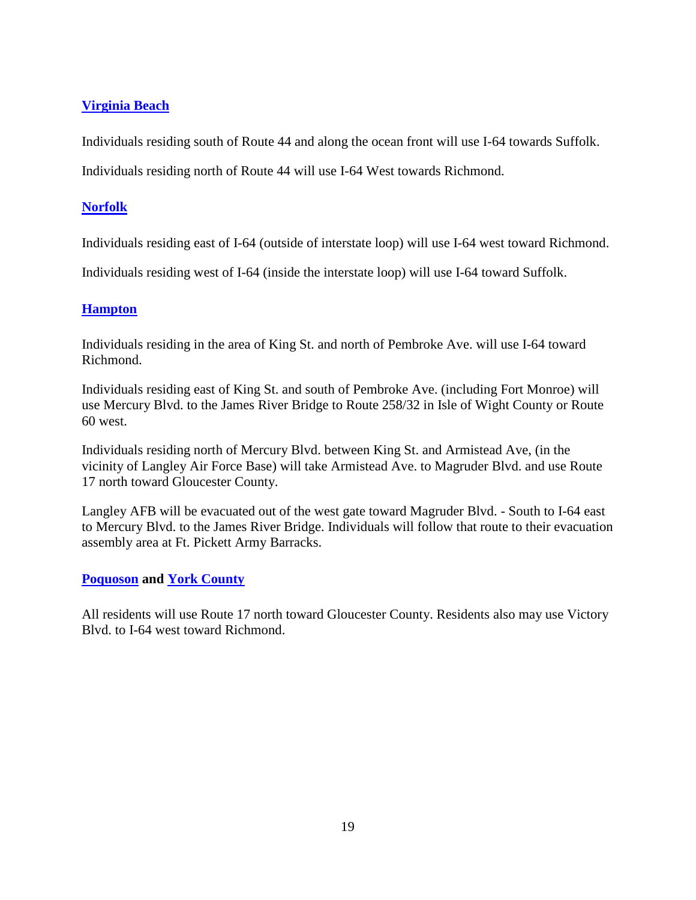### Virginia Beach

Individuals residing south of Route 44 and along the ocean front will use I-64 towards Suffolk.

Individuals residing north of Route 44 will use I-64 West towards Richmond.

### Norfolk

Individuals residing east of I-64 (outside of interstate loop) will use I-64 west toward Richmond.

Individuals residing west of I-64 (inside the interstate loop) will use I-64 toward Suffolk.

### Hampton

Individuals residing in the area of King St. and north of Pembroke Ave. will use I-64 toward Richmond.

Individuals residing east of King St. and south of Pembroke Ave. (including Fort Monroe) will use Mercury Blvd. to the James River Bridge to Route 258/32 in Isle of Wight County or Route 60 west.

Individuals residing north of Mercury Blvd. between King St. and Armistead Ave, (in the vicinity of Langley Air Force Base) will take Armistead Ave. to Magruder Blvd. and use Route 17 north toward Gloucester County.

Langley AFB will be evacuated out of the west gate toward Magruder Blvd. - South to I-64 east to Mercury Blvd. to the James River Bridge. Individuals will follow that route to their evacuation assembly area at Ft. Pickett Army Barracks.

### Poquoson and York County

All residents will use Route 17 north toward Gloucester County. Residents also may use Victory Blvd. to I-64 west toward Richmond.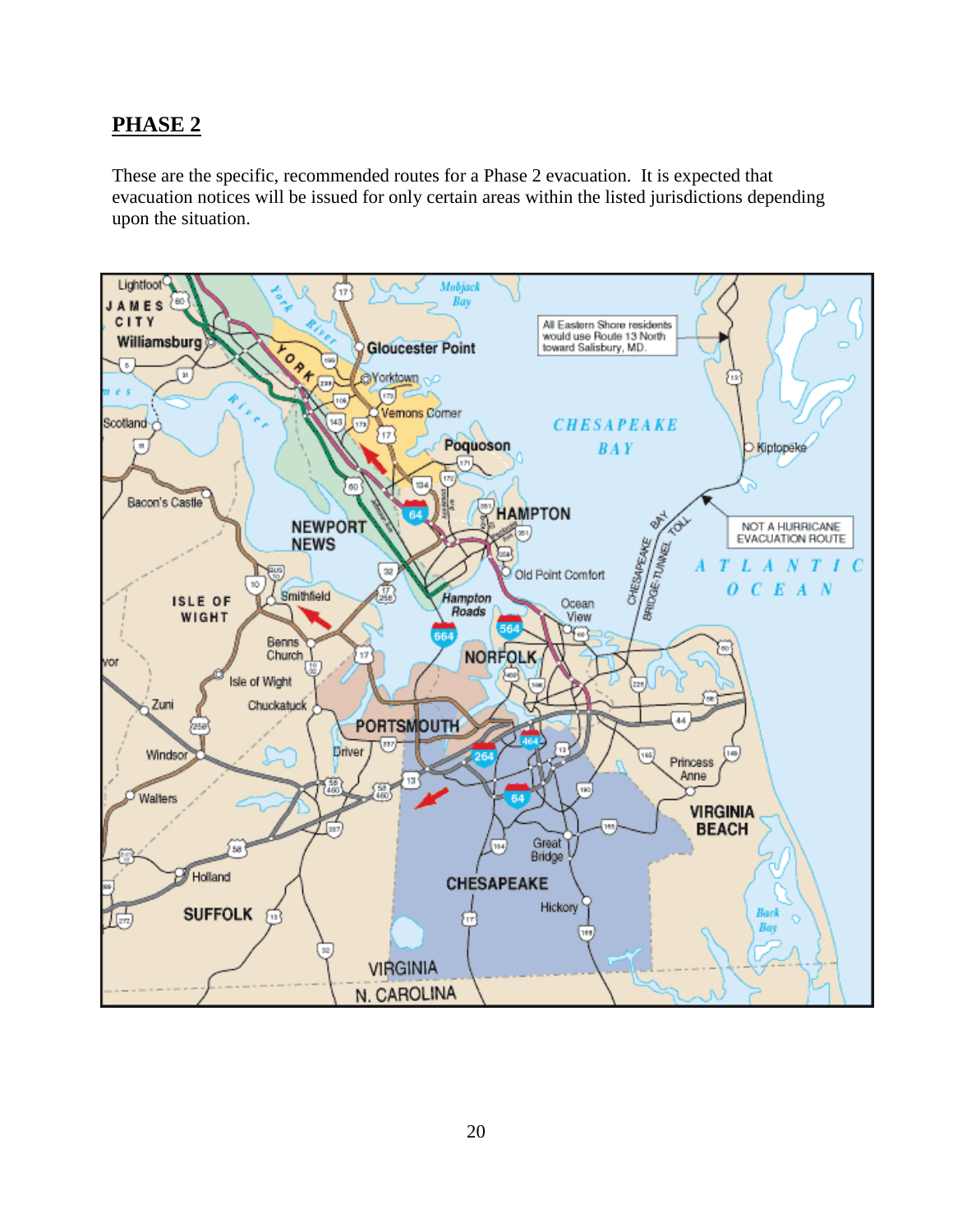## PHASE 2

These are the specific, recommended routes for a Phase 2 evacuation. It is expected that evacuation notices will be issued for only certain areas within the listed jurisdictions depending upon the situation.

All Eastern Shore residents would use Route 13 North toward Salisbury, MD.

NOT A HURRICANE EVACUATION ROUTE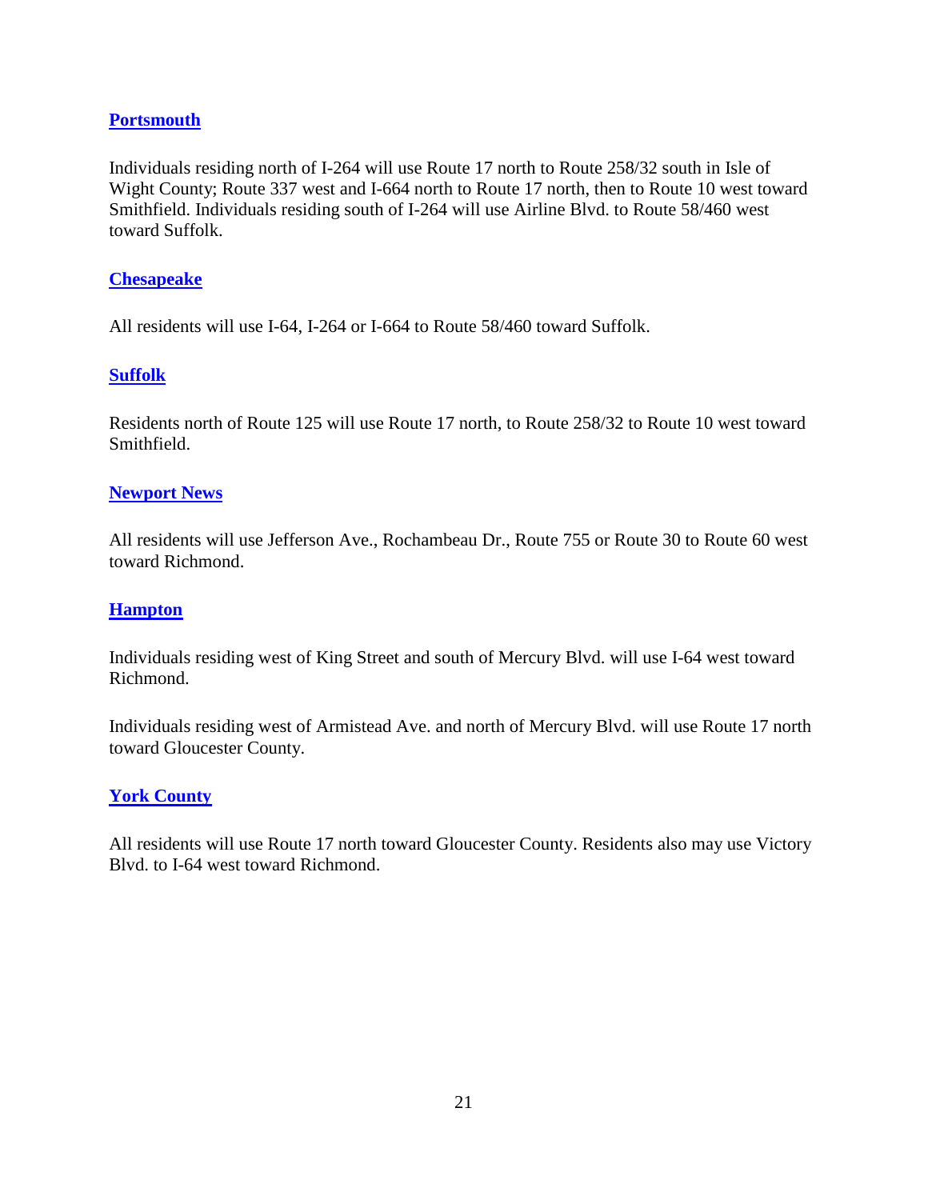### Portsmouth

Individuals residing north of I-264 will use Route 17 north to Route 258/32 south in Isle of Wight County; Route 337 west and I-664 north to Route 17 north, then to Route 10 west toward Smithfield. Individuals residing south of I-264 will use Airline Blvd. to Route 58/460 west toward Suffolk.

### Chesapeake

All residents will use I-64, I-264 or I-664 to Route 58/460 toward Suffolk.

### Suffolk

Residents north of Route 125 will use Route 17 north, to Route 258/32 to Route 10 west toward Smithfield.

### Newport News

All residents will use Jefferson Ave., Rochambeau Dr., Route 755 or Route 30 to Route 60 west toward Richmond.

### Hampton

Individuals residing west of King Street and south of Mercury Blvd. will use I-64 west toward Richmond.

Individuals residing west of Armistead Ave. and north of Mercury Blvd. will use Route 17 north toward Gloucester County.

### York County

All residents will use Route 17 north toward Gloucester County. Residents also may use Victory Blvd. to I-64 west toward Richmond.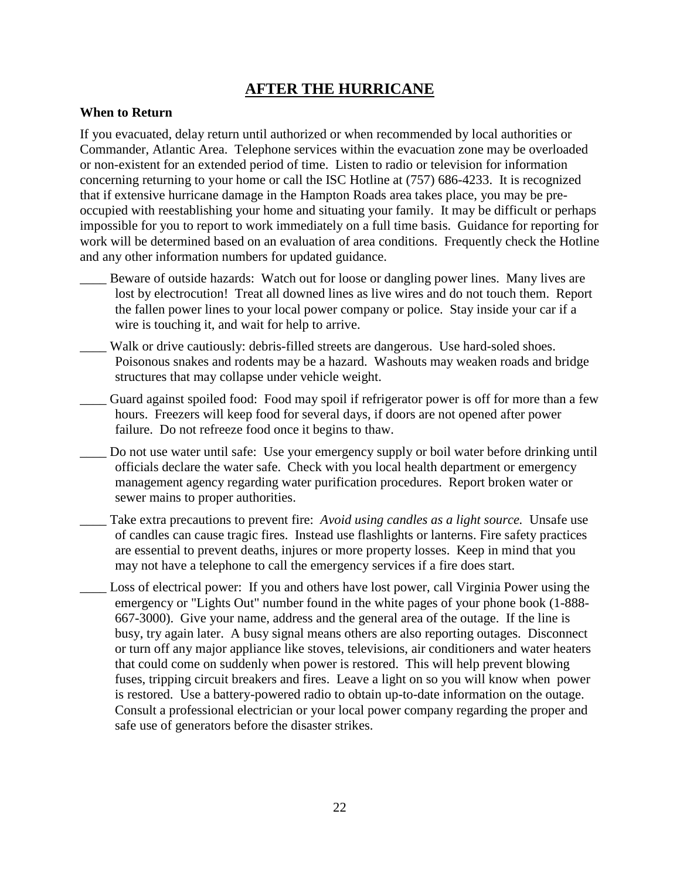# AFTER THE HURRICANE

**When to Return**

If you evacuated, delay return until authorized or when recommended by local authorities or Commander, Atlantic Area. Telephone services within the evacuation zone may be overloaded or non-existent for an extended period of time. Listen to radio or television for information concerning returning to your home or call the ISC Hotline at (757) 686-4233. It is recognized that if extensive hurricane damage in the Hampton Roads area takes place, you may be pre-occupied with reestablishing your home and situating your family. It may be difficult or perhaps impossible for you to report to work immediately on a full time basis. Guidance for reporting for work will be determined based on an evaluation of area conditions. Frequently check the Hotline and any other information numbers for updated guidance.

____ Beware of outside hazards: Watch out for loose or dangling power lines. Many lives are lost by electrocution! Treat all downed lines as live wires and do not touch them. Report the fallen power lines to your local power company or police. Stay inside your car if a wire is touching it, and wait for help to arrive.

____ Walk or drive cautiously: debris-filled streets are dangerous. Use hard-soled shoes. Poisonous snakes and rodents may be a hazard. Washouts may weaken roads and bridge structures that may collapse under vehicle weight.

____ Guard against spoiled food: Food may spoil if refrigerator power is off for more than a few hours. Freezers will keep food for several days, if doors are not opened after power failure. Do not refreeze food once it begins to thaw.

____ Do not use water until safe: Use your emergency supply or boil water before drinking until officials declare the water safe. Check with you local health department or emergency management agency regarding water purification procedures. Report broken water or sewer mains to proper authorities.

____ Take extra precautions to prevent fire: *Avoid using candles as a light source.* Unsafe use of candles can cause tragic fires. Instead use flashlights or lanterns. Fire safety practices are essential to prevent deaths, injures or more property losses. Keep in mind that you may not have a telephone to call the emergency services if a fire does start.

____ Loss of electrical power: If you and others have lost power, call Virginia Power using the emergency or "Lights Out" number found in the white pages of your phone book (1-888-667-3000). Give your name, address and the general area of the outage. If the line is busy, try again later. A busy signal means others are also reporting outages. Disconnect or turn off any major appliance like stoves, televisions, air conditioners and water heaters that could come on suddenly when power is restored. This will help prevent blowing fuses, tripping circuit breakers and fires. Leave a light on so you will know when power is restored. Use a battery-powered radio to obtain up-to-date information on the outage. Consult a professional electrician or your local power company regarding the proper and safe use of generators before the disaster strikes.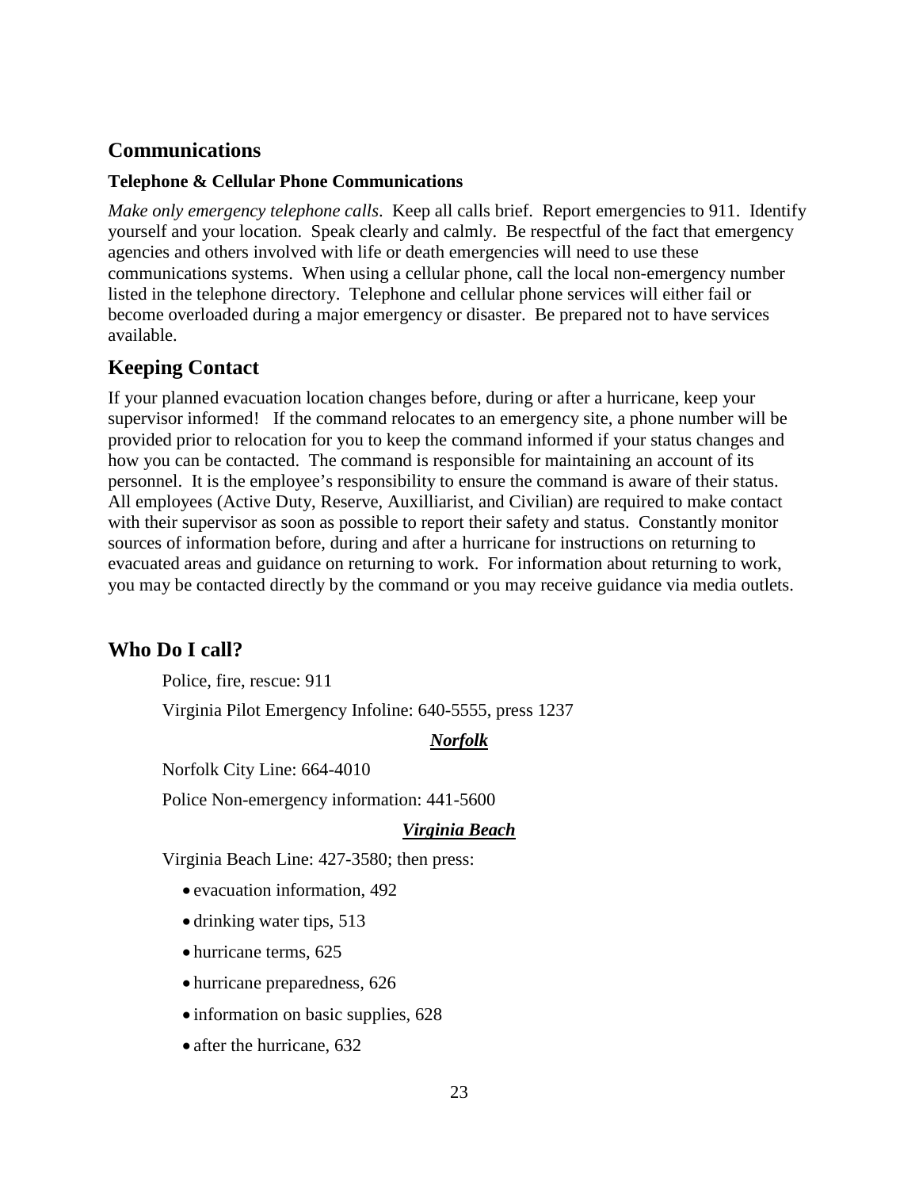## Communications

### Telephone & Cellular Phone Communications

*Make only emergency telephone calls*. Keep all calls brief. Report emergencies to 911. Identify yourself and your location. Speak clearly and calmly. Be respectful of the fact that emergency agencies and others involved with life or death emergencies will need to use these communications systems. When using a cellular phone, call the local non-emergency number listed in the telephone directory. Telephone and cellular phone services will either fail or become overloaded during a major emergency or disaster. Be prepared not to have services available.

## Keeping Contact

If your planned evacuation location changes before, during or after a hurricane, keep your supervisor informed! If the command relocates to an emergency site, a phone number will be provided prior to relocation for you to keep the command informed if your status changes and how you can be contacted. The command is responsible for maintaining an account of its personnel. It is the employee's responsibility to ensure the command is aware of their status. All employees (Active Duty, Reserve, Auxilliarist, and Civilian) are required to make contact with their supervisor as soon as possible to report their safety and status. Constantly monitor sources of information before, during and after a hurricane for instructions on returning to evacuated areas and guidance on returning to work. For information about returning to work, you may be contacted directly by the command or you may receive guidance via media outlets.

## Who Do I call?

Police, fire, rescue: 911

Virginia Pilot Emergency Infoline: 640-5555, press 1237

***Norfolk***

Norfolk City Line: 664-4010

Police Non-emergency information: 441-5600

***Virginia Beach***

Virginia Beach Line: 427-3580; then press:

- evacuation information, 492
- drinking water tips, 513
- hurricane terms, 625
- hurricane preparedness, 626
- information on basic supplies, 628
- after the hurricane, 632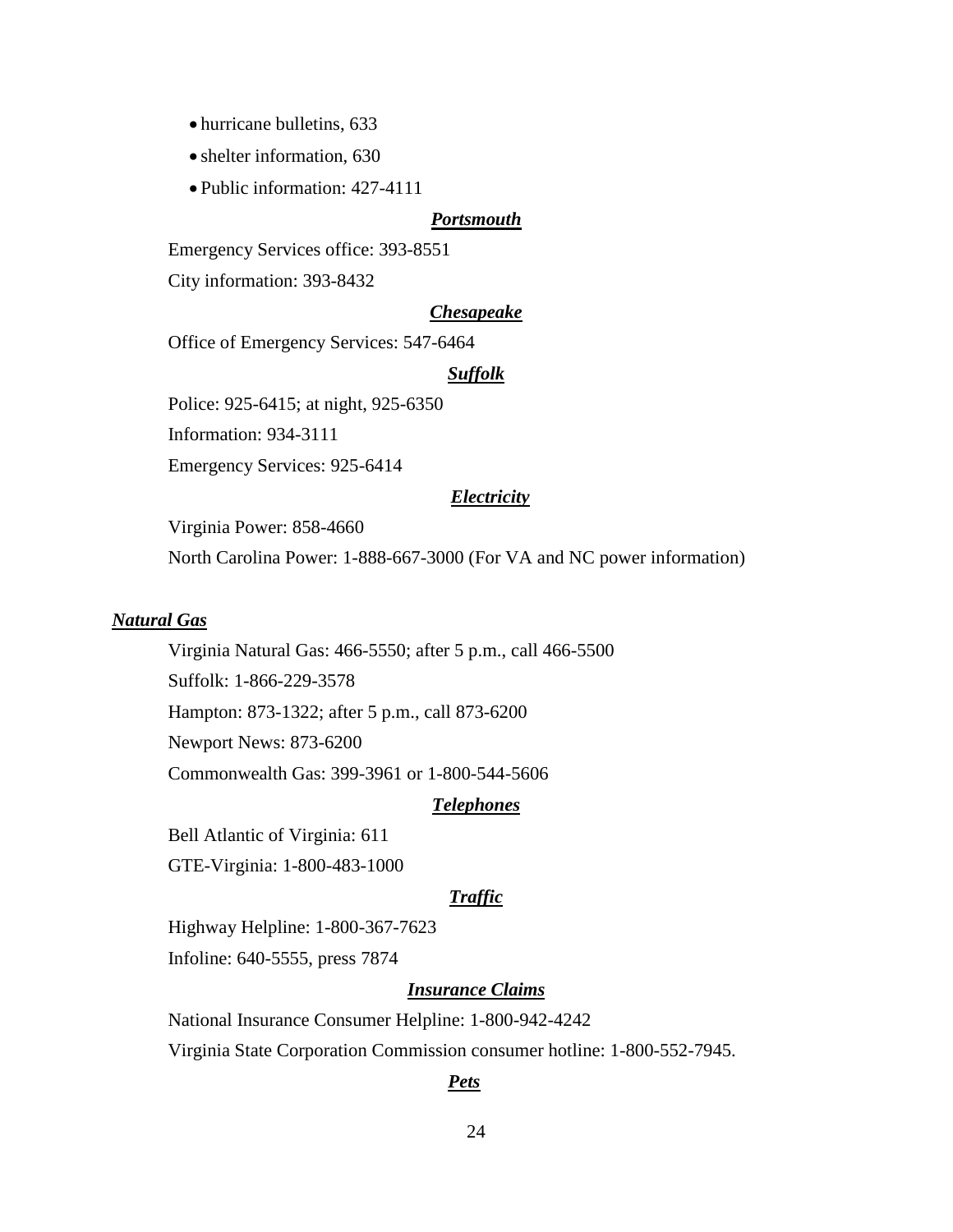- hurricane bulletins, 633
- shelter information, 630
- Public information: 427-4111

***Portsmouth***

Emergency Services office: 393-8551

City information: 393-8432

***Chesapeake***

Office of Emergency Services: 547-6464

***Suffolk***

Police: 925-6415; at night, 925-6350

Information: 934-3111

Emergency Services: 925-6414

***Electricity***

Virginia Power: 858-4660

North Carolina Power: 1-888-667-3000 (For VA and NC power information)

***Natural Gas***

Virginia Natural Gas: 466-5550; after 5 p.m., call 466-5500

Suffolk: 1-866-229-3578

Hampton: 873-1322; after 5 p.m., call 873-6200

Newport News: 873-6200

Commonwealth Gas: 399-3961 or 1-800-544-5606

***Telephones***

Bell Atlantic of Virginia: 611

GTE-Virginia: 1-800-483-1000

***Traffic***

Highway Helpline: 1-800-367-7623

Infoline: 640-5555, press 7874

***Insurance Claims***

National Insurance Consumer Helpline: 1-800-942-4242

Virginia State Corporation Commission consumer hotline: 1-800-552-7945.

***Pets***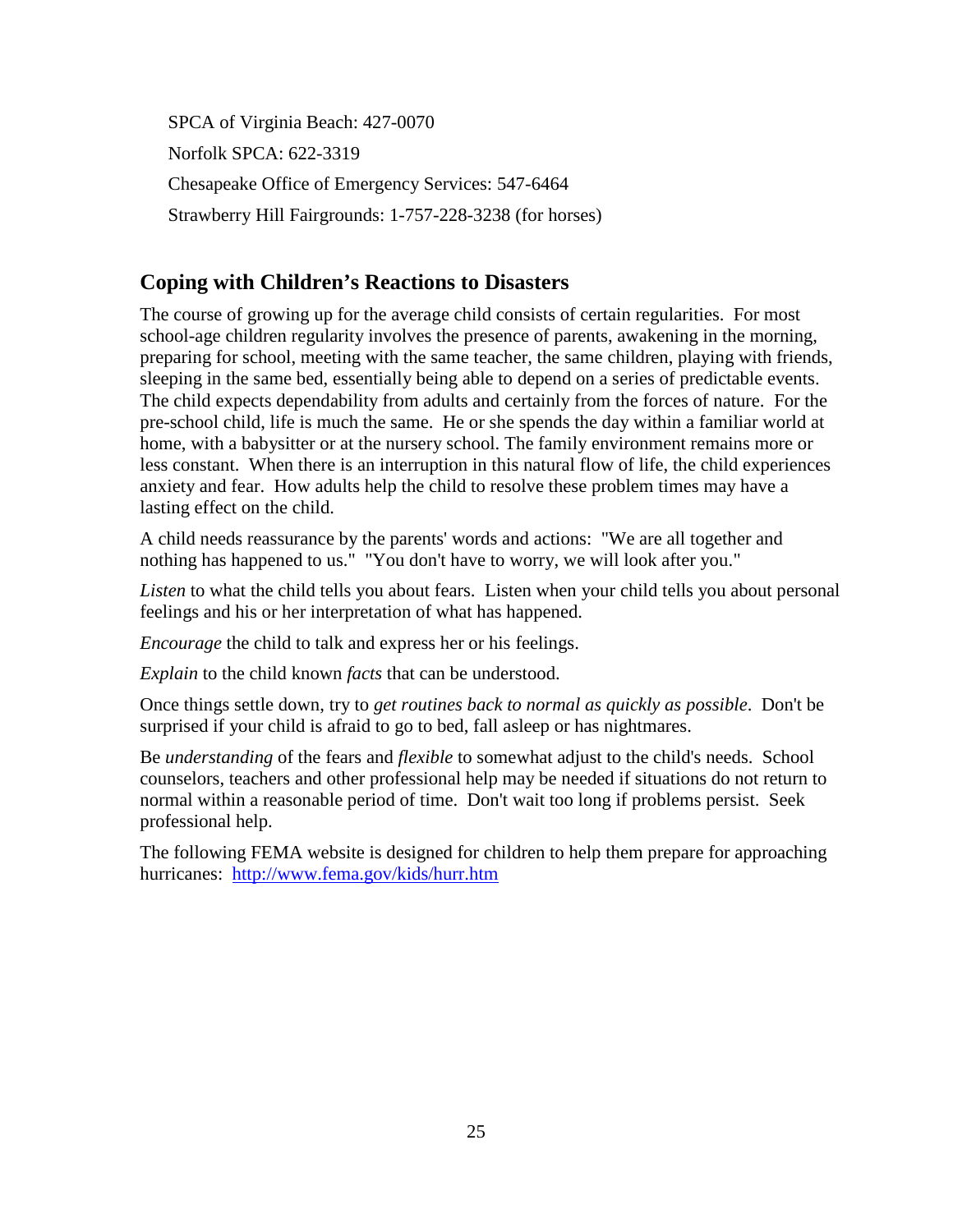SPCA of Virginia Beach: 427-0070

Norfolk SPCA: 622-3319

Chesapeake Office of Emergency Services: 547-6464

Strawberry Hill Fairgrounds: 1-757-228-3238 (for horses)

## Coping with Children's Reactions to Disasters

The course of growing up for the average child consists of certain regularities. For most school-age children regularity involves the presence of parents, awakening in the morning, preparing for school, meeting with the same teacher, the same children, playing with friends, sleeping in the same bed, essentially being able to depend on a series of predictable events. The child expects dependability from adults and certainly from the forces of nature. For the pre-school child, life is much the same. He or she spends the day within a familiar world at home, with a babysitter or at the nursery school. The family environment remains more or less constant. When there is an interruption in this natural flow of life, the child experiences anxiety and fear. How adults help the child to resolve these problem times may have a lasting effect on the child.

A child needs reassurance by the parents' words and actions: "We are all together and nothing has happened to us." "You don't have to worry, we will look after you."

*Listen* to what the child tells you about fears. Listen when your child tells you about personal feelings and his or her interpretation of what has happened.

*Encourage* the child to talk and express her or his feelings.

*Explain* to the child known *facts* that can be understood.

Once things settle down, try to *get routines back to normal as quickly as possible*. Don't be surprised if your child is afraid to go to bed, fall asleep or has nightmares.

Be *understanding* of the fears and *flexible* to somewhat adjust to the child's needs. School counselors, teachers and other professional help may be needed if situations do not return to normal within a reasonable period of time. Don't wait too long if problems persist. Seek professional help.

The following FEMA website is designed for children to help them prepare for approaching hurricanes: http://www.fema.gov/kids/hurr.htm